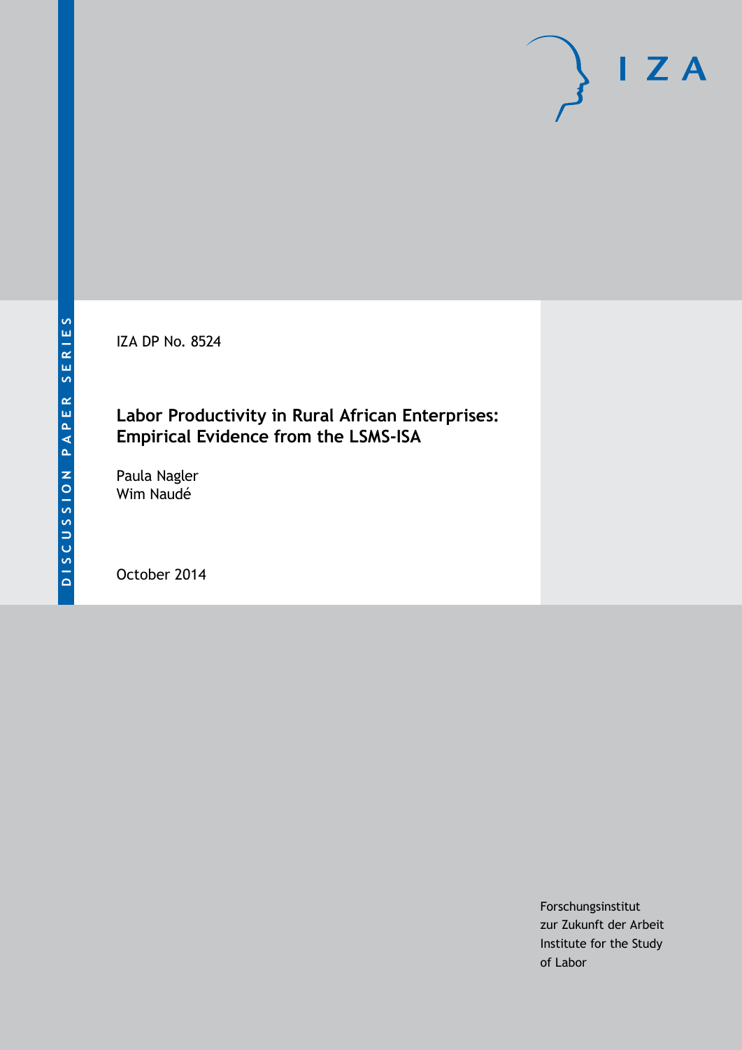DISCUSSION PAPER SERIES

IZA DP No. 8524

# Labor Productivity in Rural African Enterprises: Empirical Evidence from the LSMS-ISA

Paula Nagler
Wim Naudé

October 2014

Forschungsinstitut
zur Zukunft der Arbeit
Institute for the Study
of Labor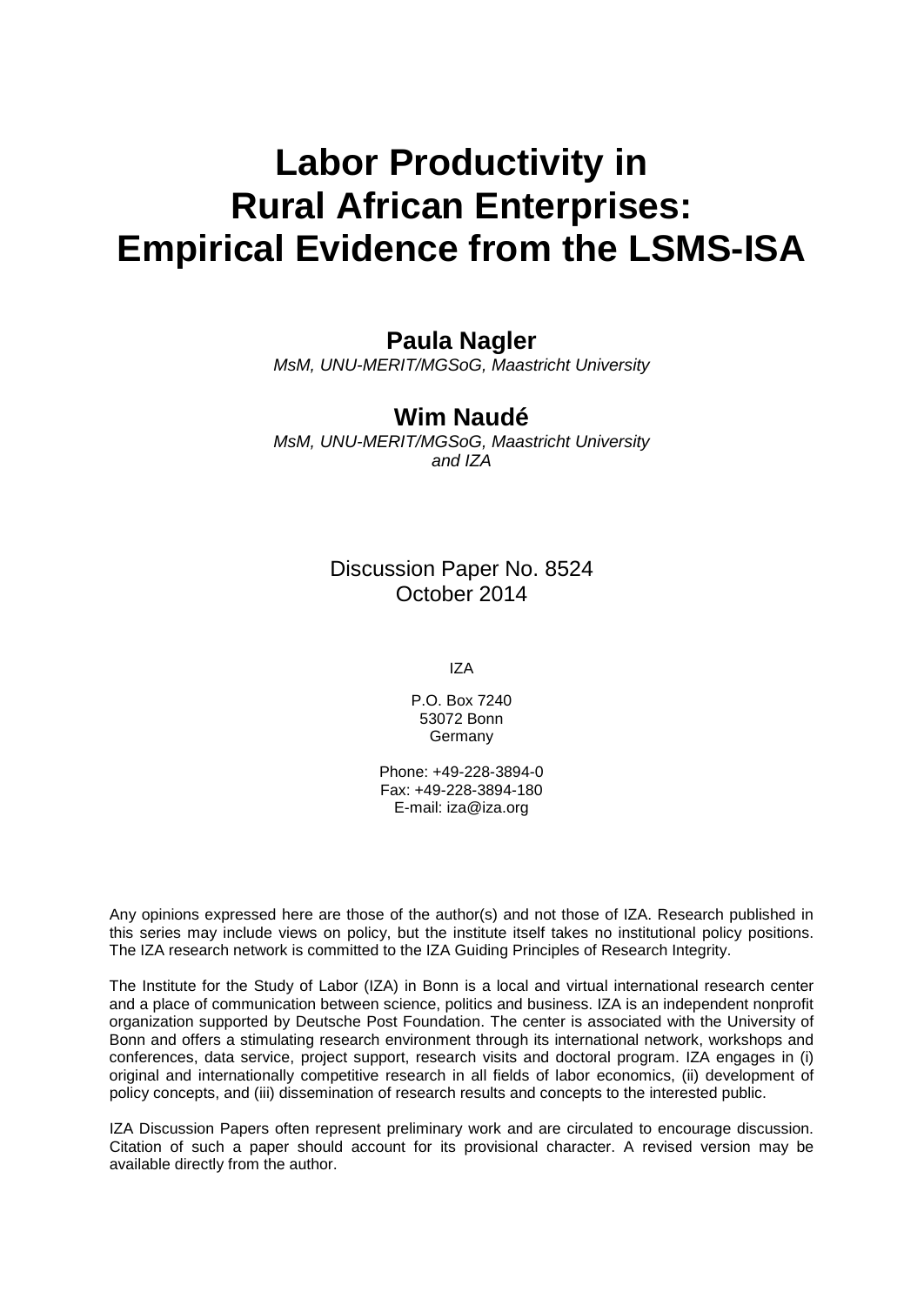# Labor Productivity in Rural African Enterprises: Empirical Evidence from the LSMS-ISA

**Paula Nagler**
*MsM, UNU-MERIT/MGSoG, Maastricht University*

**Wim Naudé**
*MsM, UNU-MERIT/MGSoG, Maastricht University and IZA*

Discussion Paper No. 8524
October 2014

IZA

P.O. Box 7240
53072 Bonn
Germany

Phone: +49-228-3894-0
Fax: +49-228-3894-180
E-mail: iza@iza.org

Any opinions expressed here are those of the author(s) and not those of IZA. Research published in this series may include views on policy, but the institute itself takes no institutional policy positions. The IZA research network is committed to the IZA Guiding Principles of Research Integrity.

The Institute for the Study of Labor (IZA) in Bonn is a local and virtual international research center and a place of communication between science, politics and business. IZA is an independent nonprofit organization supported by Deutsche Post Foundation. The center is associated with the University of Bonn and offers a stimulating research environment through its international network, workshops and conferences, data service, project support, research visits and doctoral program. IZA engages in (i) original and internationally competitive research in all fields of labor economics, (ii) development of policy concepts, and (iii) dissemination of research results and concepts to the interested public.

IZA Discussion Papers often represent preliminary work and are circulated to encourage discussion. Citation of such a paper should account for its provisional character. A revised version may be available directly from the author.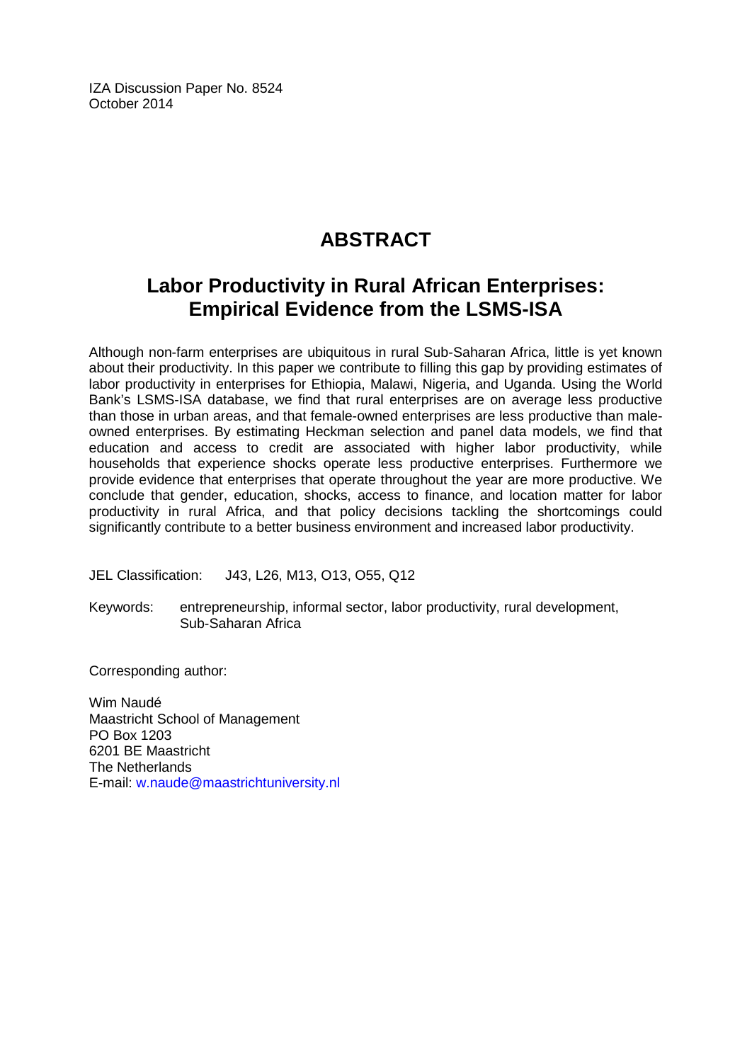IZA Discussion Paper No. 8524
October 2014

# ABSTRACT

## Labor Productivity in Rural African Enterprises: Empirical Evidence from the LSMS-ISA

Although non-farm enterprises are ubiquitous in rural Sub-Saharan Africa, little is yet known about their productivity. In this paper we contribute to filling this gap by providing estimates of labor productivity in enterprises for Ethiopia, Malawi, Nigeria, and Uganda. Using the World Bank's LSMS-ISA database, we find that rural enterprises are on average less productive than those in urban areas, and that female-owned enterprises are less productive than male-owned enterprises. By estimating Heckman selection and panel data models, we find that education and access to credit are associated with higher labor productivity, while households that experience shocks operate less productive enterprises. Furthermore we provide evidence that enterprises that operate throughout the year are more productive. We conclude that gender, education, shocks, access to finance, and location matter for labor productivity in rural Africa, and that policy decisions tackling the shortcomings could significantly contribute to a better business environment and increased labor productivity.

JEL Classification: J43, L26, M13, O13, O55, Q12

Keywords: entrepreneurship, informal sector, labor productivity, rural development, Sub-Saharan Africa

Corresponding author:

Wim Naudé
Maastricht School of Management
PO Box 1203
6201 BE Maastricht
The Netherlands
E-mail: w.naude@maastrichtuniversity.nl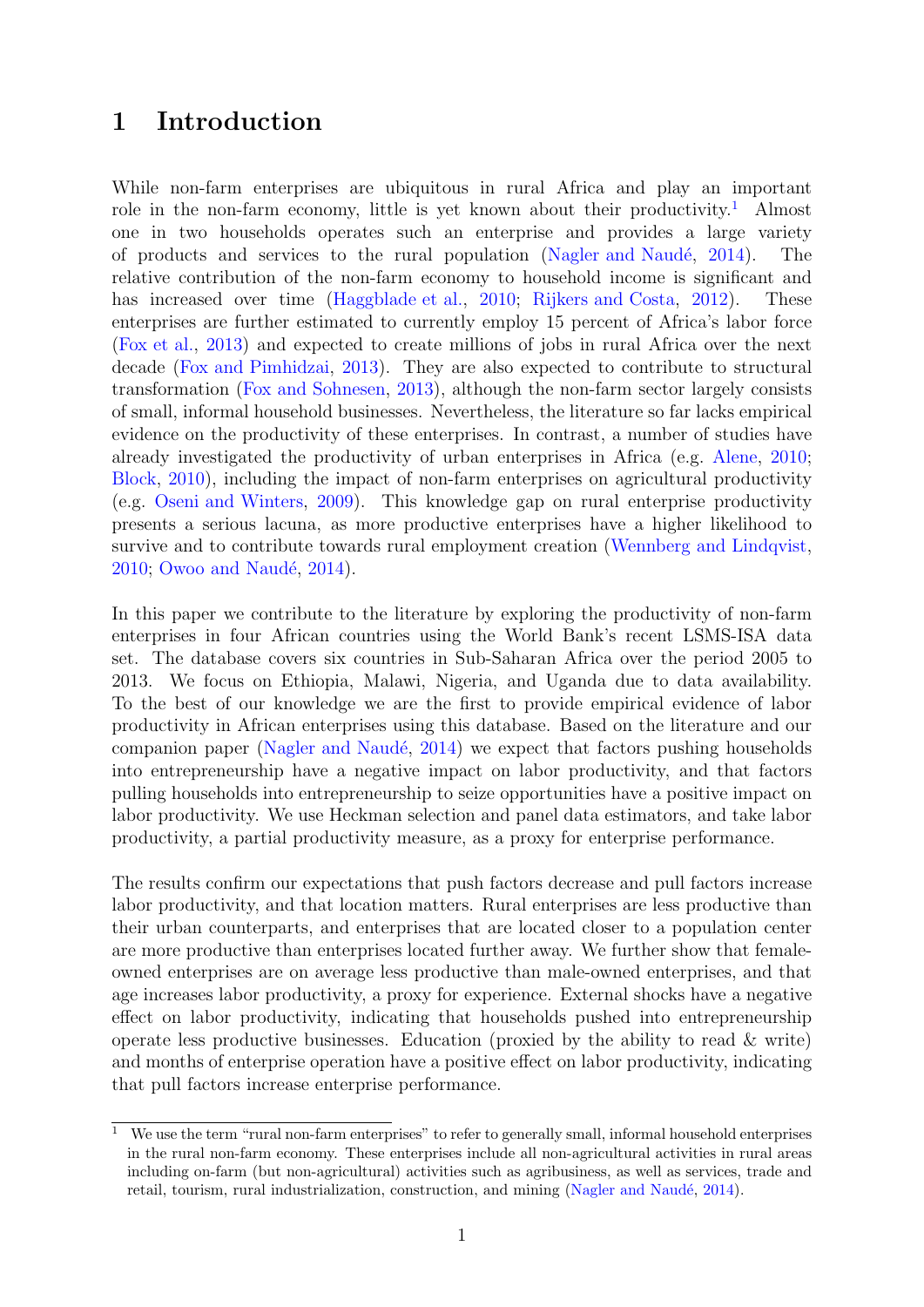# 1 Introduction

While non-farm enterprises are ubiquitous in rural Africa and play an important role in the non-farm economy, little is yet known about their productivity.[1] Almost one in two households operates such an enterprise and provides a large variety of products and services to the rural population (Nagler and Naudé, 2014). The relative contribution of the non-farm economy to household income is significant and has increased over time (Haggblade et al., 2010; Rijkers and Costa, 2012). These enterprises are further estimated to currently employ 15 percent of Africa's labor force (Fox et al., 2013) and expected to create millions of jobs in rural Africa over the next decade (Fox and Pimhidzai, 2013). They are also expected to contribute to structural transformation (Fox and Sohnesen, 2013), although the non-farm sector largely consists of small, informal household businesses. Nevertheless, the literature so far lacks empirical evidence on the productivity of these enterprises. In contrast, a number of studies have already investigated the productivity of urban enterprises in Africa (e.g. Alene, 2010; Block, 2010), including the impact of non-farm enterprises on agricultural productivity (e.g. Oseni and Winters, 2009). This knowledge gap on rural enterprise productivity presents a serious lacuna, as more productive enterprises have a higher likelihood to survive and to contribute towards rural employment creation (Wennberg and Lindqvist, 2010; Owoo and Naudé, 2014).

In this paper we contribute to the literature by exploring the productivity of non-farm enterprises in four African countries using the World Bank's recent LSMS-ISA data set. The database covers six countries in Sub-Saharan Africa over the period 2005 to 2013. We focus on Ethiopia, Malawi, Nigeria, and Uganda due to data availability. To the best of our knowledge we are the first to provide empirical evidence of labor productivity in African enterprises using this database. Based on the literature and our companion paper (Nagler and Naudé, 2014) we expect that factors pushing households into entrepreneurship have a negative impact on labor productivity, and that factors pulling households into entrepreneurship to seize opportunities have a positive impact on labor productivity. We use Heckman selection and panel data estimators, and take labor productivity, a partial productivity measure, as a proxy for enterprise performance.

The results confirm our expectations that push factors decrease and pull factors increase labor productivity, and that location matters. Rural enterprises are less productive than their urban counterparts, and enterprises that are located closer to a population center are more productive than enterprises located further away. We further show that female-owned enterprises are on average less productive than male-owned enterprises, and that age increases labor productivity, a proxy for experience. External shocks have a negative effect on labor productivity, indicating that households pushed into entrepreneurship operate less productive businesses. Education (proxied by the ability to read & write) and months of enterprise operation have a positive effect on labor productivity, indicating that pull factors increase enterprise performance.

[1] We use the term "rural non-farm enterprises" to refer to generally small, informal household enterprises in the rural non-farm economy. These enterprises include all non-agricultural activities in rural areas including on-farm (but non-agricultural) activities such as agribusiness, as well as services, trade and retail, tourism, rural industrialization, construction, and mining (Nagler and Naudé, 2014).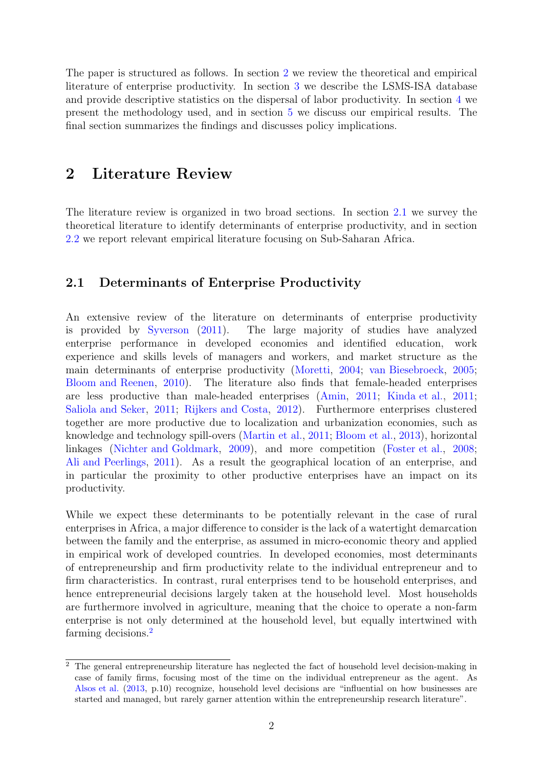The paper is structured as follows. In section 2 we review the theoretical and empirical literature of enterprise productivity. In section 3 we describe the LSMS-ISA database and provide descriptive statistics on the dispersal of labor productivity. In section 4 we present the methodology used, and in section 5 we discuss our empirical results. The final section summarizes the findings and discusses policy implications.

# 2 Literature Review

The literature review is organized in two broad sections. In section 2.1 we survey the theoretical literature to identify determinants of enterprise productivity, and in section 2.2 we report relevant empirical literature focusing on Sub-Saharan Africa.

## 2.1 Determinants of Enterprise Productivity

An extensive review of the literature on determinants of enterprise productivity is provided by Syverson (2011). The large majority of studies have analyzed enterprise performance in developed economies and identified education, work experience and skills levels of managers and workers, and market structure as the main determinants of enterprise productivity (Moretti, 2004; van Biesebroeck, 2005; Bloom and Reenen, 2010). The literature also finds that female-headed enterprises are less productive than male-headed enterprises (Amin, 2011; Kinda et al., 2011; Saliola and Seker, 2011; Rijkers and Costa, 2012). Furthermore enterprises clustered together are more productive due to localization and urbanization economies, such as knowledge and technology spill-overs (Martin et al., 2011; Bloom et al., 2013), horizontal linkages (Nichter and Goldmark, 2009), and more competition (Foster et al., 2008; Ali and Peerlings, 2011). As a result the geographical location of an enterprise, and in particular the proximity to other productive enterprises have an impact on its productivity.

While we expect these determinants to be potentially relevant in the case of rural enterprises in Africa, a major difference to consider is the lack of a watertight demarcation between the family and the enterprise, as assumed in micro-economic theory and applied in empirical work of developed countries. In developed economies, most determinants of entrepreneurship and firm productivity relate to the individual entrepreneur and to firm characteristics. In contrast, rural enterprises tend to be household enterprises, and hence entrepreneurial decisions largely taken at the household level. Most households are furthermore involved in agriculture, meaning that the choice to operate a non-farm enterprise is not only determined at the household level, but equally intertwined with farming decisions.[2]

[2] The general entrepreneurship literature has neglected the fact of household level decision-making in case of family firms, focusing most of the time on the individual entrepreneur as the agent. As Alsos et al. (2013, p.10) recognize, household level decisions are "influential on how businesses are started and managed, but rarely garner attention within the entrepreneurship research literature".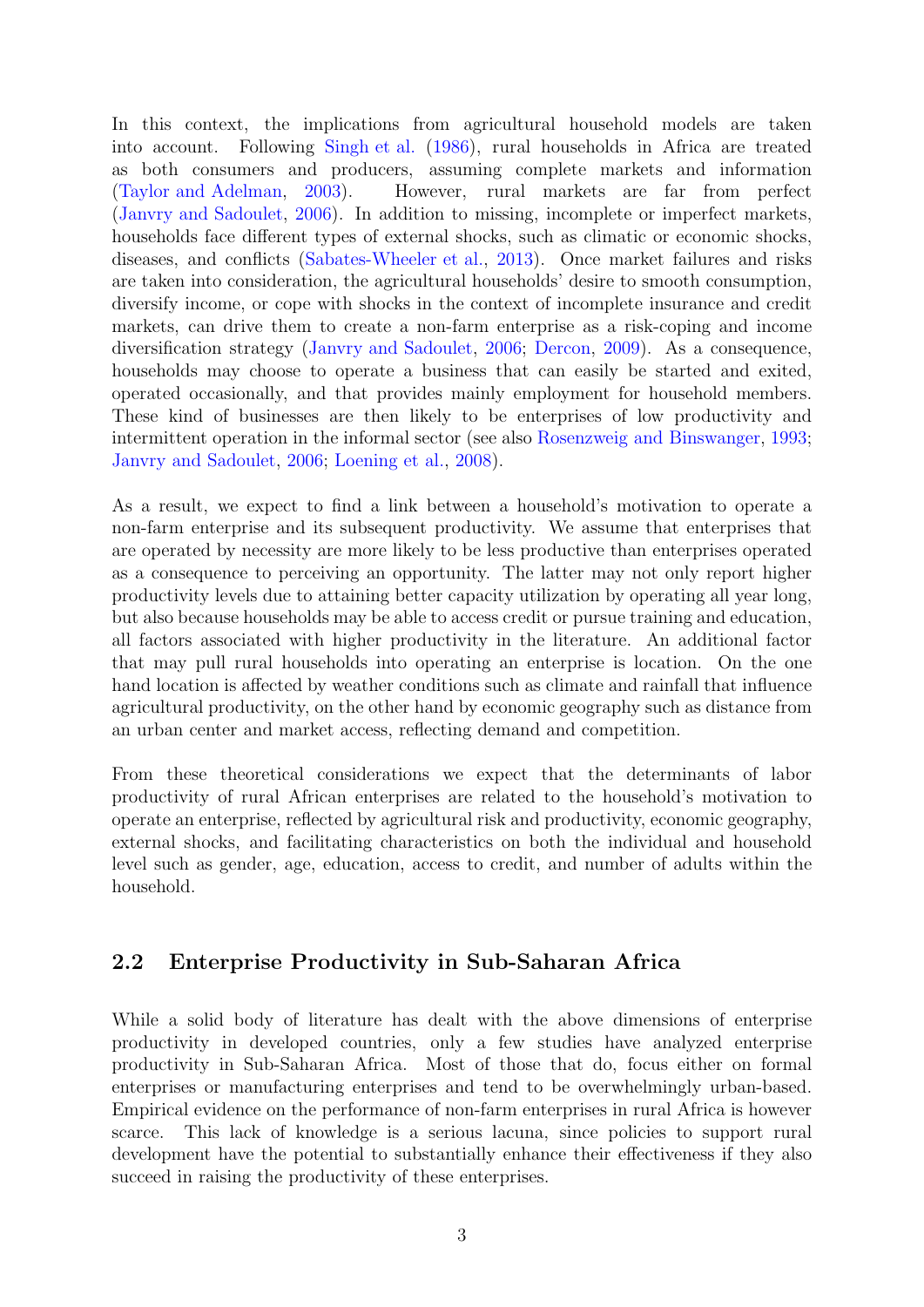In this context, the implications from agricultural household models are taken into account. Following Singh et al. (1986), rural households in Africa are treated as both consumers and producers, assuming complete markets and information (Taylor and Adelman, 2003). However, rural markets are far from perfect (Janvry and Sadoulet, 2006). In addition to missing, incomplete or imperfect markets, households face different types of external shocks, such as climatic or economic shocks, diseases, and conflicts (Sabates-Wheeler et al., 2013). Once market failures and risks are taken into consideration, the agricultural households' desire to smooth consumption, diversify income, or cope with shocks in the context of incomplete insurance and credit markets, can drive them to create a non-farm enterprise as a risk-coping and income diversification strategy (Janvry and Sadoulet, 2006; Dercon, 2009). As a consequence, households may choose to operate a business that can easily be started and exited, operated occasionally, and that provides mainly employment for household members. These kind of businesses are then likely to be enterprises of low productivity and intermittent operation in the informal sector (see also Rosenzweig and Binswanger, 1993; Janvry and Sadoulet, 2006; Loening et al., 2008).

As a result, we expect to find a link between a household's motivation to operate a non-farm enterprise and its subsequent productivity. We assume that enterprises that are operated by necessity are more likely to be less productive than enterprises operated as a consequence to perceiving an opportunity. The latter may not only report higher productivity levels due to attaining better capacity utilization by operating all year long, but also because households may be able to access credit or pursue training and education, all factors associated with higher productivity in the literature. An additional factor that may pull rural households into operating an enterprise is location. On the one hand location is affected by weather conditions such as climate and rainfall that influence agricultural productivity, on the other hand by economic geography such as distance from an urban center and market access, reflecting demand and competition.

From these theoretical considerations we expect that the determinants of labor productivity of rural African enterprises are related to the household's motivation to operate an enterprise, reflected by agricultural risk and productivity, economic geography, external shocks, and facilitating characteristics on both the individual and household level such as gender, age, education, access to credit, and number of adults within the household.

## 2.2 Enterprise Productivity in Sub-Saharan Africa

While a solid body of literature has dealt with the above dimensions of enterprise productivity in developed countries, only a few studies have analyzed enterprise productivity in Sub-Saharan Africa. Most of those that do, focus either on formal enterprises or manufacturing enterprises and tend to be overwhelmingly urban-based. Empirical evidence on the performance of non-farm enterprises in rural Africa is however scarce. This lack of knowledge is a serious lacuna, since policies to support rural development have the potential to substantially enhance their effectiveness if they also succeed in raising the productivity of these enterprises.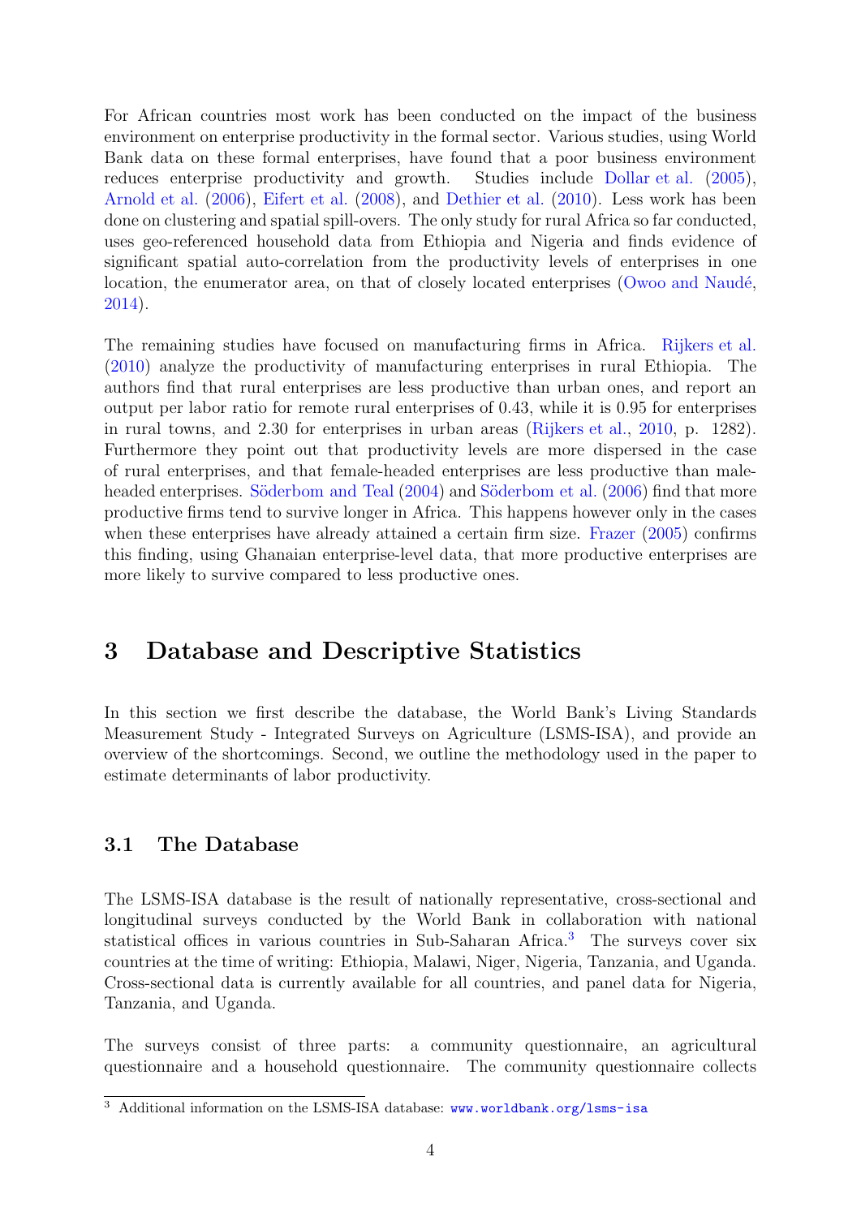For African countries most work has been conducted on the impact of the business environment on enterprise productivity in the formal sector. Various studies, using World Bank data on these formal enterprises, have found that a poor business environment reduces enterprise productivity and growth. Studies include Dollar et al. (2005), Arnold et al. (2006), Eifert et al. (2008), and Dethier et al. (2010). Less work has been done on clustering and spatial spill-overs. The only study for rural Africa so far conducted, uses geo-referenced household data from Ethiopia and Nigeria and finds evidence of significant spatial auto-correlation from the productivity levels of enterprises in one location, the enumerator area, on that of closely located enterprises (Owoo and Naudé, 2014).

The remaining studies have focused on manufacturing firms in Africa. Rijkers et al. (2010) analyze the productivity of manufacturing enterprises in rural Ethiopia. The authors find that rural enterprises are less productive than urban ones, and report an output per labor ratio for remote rural enterprises of 0.43, while it is 0.95 for enterprises in rural towns, and 2.30 for enterprises in urban areas (Rijkers et al., 2010, p. 1282). Furthermore they point out that productivity levels are more dispersed in the case of rural enterprises, and that female-headed enterprises are less productive than male-headed enterprises. Söderbom and Teal (2004) and Söderbom et al. (2006) find that more productive firms tend to survive longer in Africa. This happens however only in the cases when these enterprises have already attained a certain firm size. Frazer (2005) confirms this finding, using Ghanaian enterprise-level data, that more productive enterprises are more likely to survive compared to less productive ones.

# 3 Database and Descriptive Statistics

In this section we first describe the database, the World Bank's Living Standards Measurement Study - Integrated Surveys on Agriculture (LSMS-ISA), and provide an overview of the shortcomings. Second, we outline the methodology used in the paper to estimate determinants of labor productivity.

## 3.1 The Database

The LSMS-ISA database is the result of nationally representative, cross-sectional and longitudinal surveys conducted by the World Bank in collaboration with national statistical offices in various countries in Sub-Saharan Africa.[3] The surveys cover six countries at the time of writing: Ethiopia, Malawi, Niger, Nigeria, Tanzania, and Uganda. Cross-sectional data is currently available for all countries, and panel data for Nigeria, Tanzania, and Uganda.

The surveys consist of three parts: a community questionnaire, an agricultural questionnaire and a household questionnaire. The community questionnaire collects

[3] Additional information on the LSMS-ISA database: www.worldbank.org/lsms-isa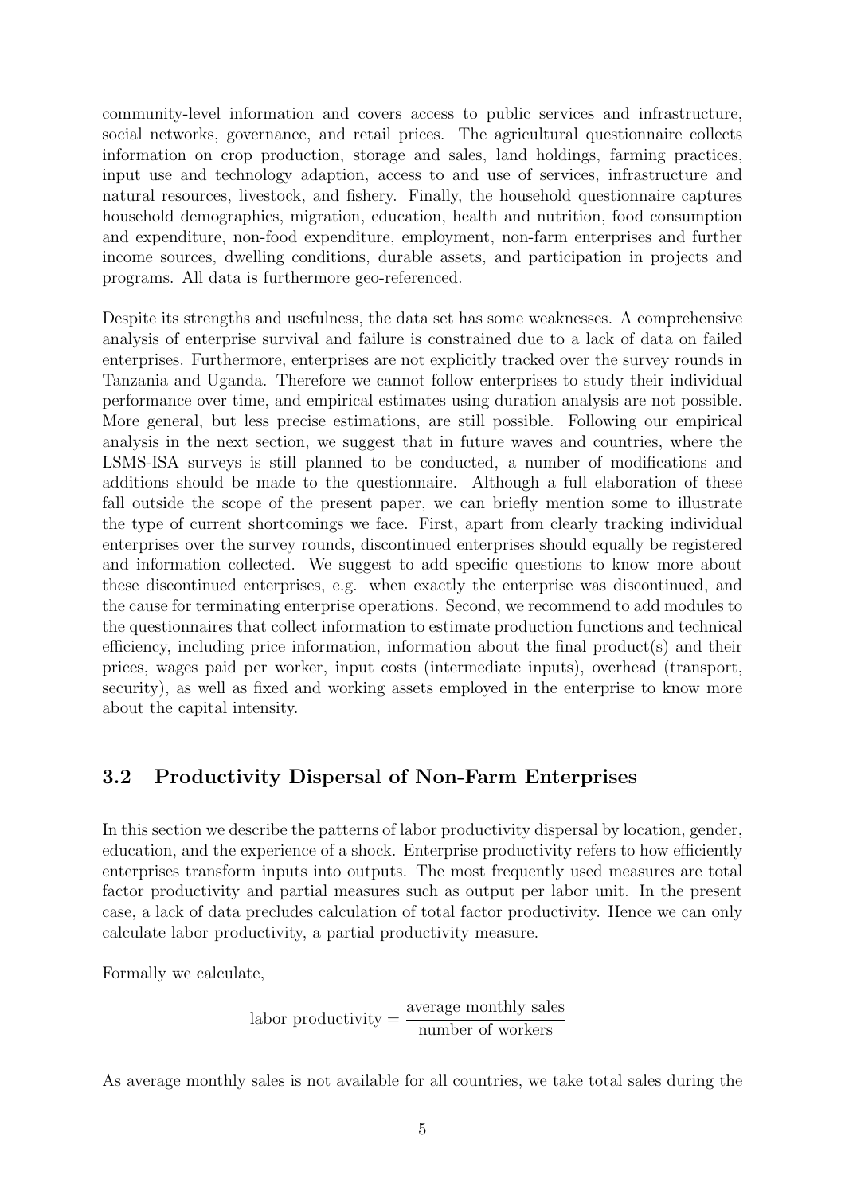community-level information and covers access to public services and infrastructure, social networks, governance, and retail prices. The agricultural questionnaire collects information on crop production, storage and sales, land holdings, farming practices, input use and technology adaption, access to and use of services, infrastructure and natural resources, livestock, and fishery. Finally, the household questionnaire captures household demographics, migration, education, health and nutrition, food consumption and expenditure, non-food expenditure, employment, non-farm enterprises and further income sources, dwelling conditions, durable assets, and participation in projects and programs. All data is furthermore geo-referenced.

Despite its strengths and usefulness, the data set has some weaknesses. A comprehensive analysis of enterprise survival and failure is constrained due to a lack of data on failed enterprises. Furthermore, enterprises are not explicitly tracked over the survey rounds in Tanzania and Uganda. Therefore we cannot follow enterprises to study their individual performance over time, and empirical estimates using duration analysis are not possible. More general, but less precise estimations, are still possible. Following our empirical analysis in the next section, we suggest that in future waves and countries, where the LSMS-ISA surveys is still planned to be conducted, a number of modifications and additions should be made to the questionnaire. Although a full elaboration of these fall outside the scope of the present paper, we can briefly mention some to illustrate the type of current shortcomings we face. First, apart from clearly tracking individual enterprises over the survey rounds, discontinued enterprises should equally be registered and information collected. We suggest to add specific questions to know more about these discontinued enterprises, e.g. when exactly the enterprise was discontinued, and the cause for terminating enterprise operations. Second, we recommend to add modules to the questionnaires that collect information to estimate production functions and technical efficiency, including price information, information about the final product(s) and their prices, wages paid per worker, input costs (intermediate inputs), overhead (transport, security), as well as fixed and working assets employed in the enterprise to know more about the capital intensity.

## 3.2 Productivity Dispersal of Non-Farm Enterprises

In this section we describe the patterns of labor productivity dispersal by location, gender, education, and the experience of a shock. Enterprise productivity refers to how efficiently enterprises transform inputs into outputs. The most frequently used measures are total factor productivity and partial measures such as output per labor unit. In the present case, a lack of data precludes calculation of total factor productivity. Hence we can only calculate labor productivity, a partial productivity measure.

Formally we calculate,

$$\text{labor productivity} = \frac{\text{average monthly sales}}{\text{number of workers}}$$

As average monthly sales is not available for all countries, we take total sales during the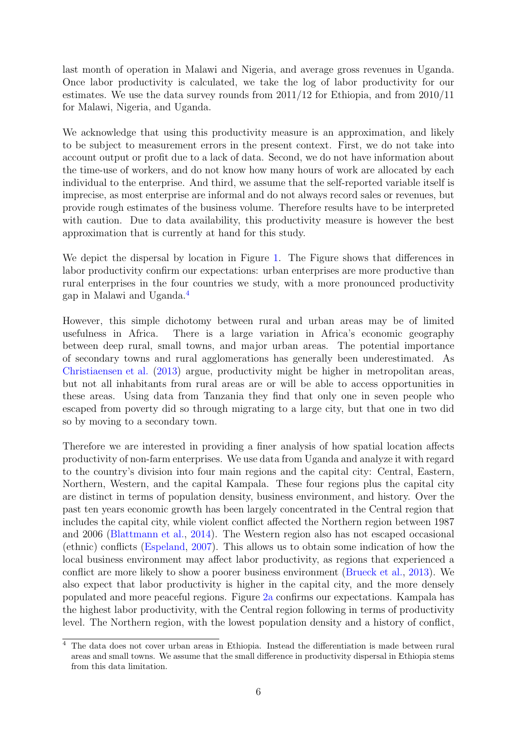last month of operation in Malawi and Nigeria, and average gross revenues in Uganda. Once labor productivity is calculated, we take the log of labor productivity for our estimates. We use the data survey rounds from 2011/12 for Ethiopia, and from 2010/11 for Malawi, Nigeria, and Uganda.

We acknowledge that using this productivity measure is an approximation, and likely to be subject to measurement errors in the present context. First, we do not take into account output or profit due to a lack of data. Second, we do not have information about the time-use of workers, and do not know how many hours of work are allocated by each individual to the enterprise. And third, we assume that the self-reported variable itself is imprecise, as most enterprise are informal and do not always record sales or revenues, but provide rough estimates of the business volume. Therefore results have to be interpreted with caution. Due to data availability, this productivity measure is however the best approximation that is currently at hand for this study.

We depict the dispersal by location in Figure 1. The Figure shows that differences in labor productivity confirm our expectations: urban enterprises are more productive than rural enterprises in the four countries we study, with a more pronounced productivity gap in Malawi and Uganda.[4]

However, this simple dichotomy between rural and urban areas may be of limited usefulness in Africa. There is a large variation in Africa's economic geography between deep rural, small towns, and major urban areas. The potential importance of secondary towns and rural agglomerations has generally been underestimated. As Christiaensen et al. (2013) argue, productivity might be higher in metropolitan areas, but not all inhabitants from rural areas are or will be able to access opportunities in these areas. Using data from Tanzania they find that only one in seven people who escaped from poverty did so through migrating to a large city, but that one in two did so by moving to a secondary town.

Therefore we are interested in providing a finer analysis of how spatial location affects productivity of non-farm enterprises. We use data from Uganda and analyze it with regard to the country's division into four main regions and the capital city: Central, Eastern, Northern, Western, and the capital Kampala. These four regions plus the capital city are distinct in terms of population density, business environment, and history. Over the past ten years economic growth has been largely concentrated in the Central region that includes the capital city, while violent conflict affected the Northern region between 1987 and 2006 (Blattmann et al., 2014). The Western region also has not escaped occasional (ethnic) conflicts (Espeland, 2007). This allows us to obtain some indication of how the local business environment may affect labor productivity, as regions that experienced a conflict are more likely to show a poorer business environment (Brueck et al., 2013). We also expect that labor productivity is higher in the capital city, and the more densely populated and more peaceful regions. Figure 2a confirms our expectations. Kampala has the highest labor productivity, with the Central region following in terms of productivity level. The Northern region, with the lowest population density and a history of conflict,

[4] The data does not cover urban areas in Ethiopia. Instead the differentiation is made between rural areas and small towns. We assume that the small difference in productivity dispersal in Ethiopia stems from this data limitation.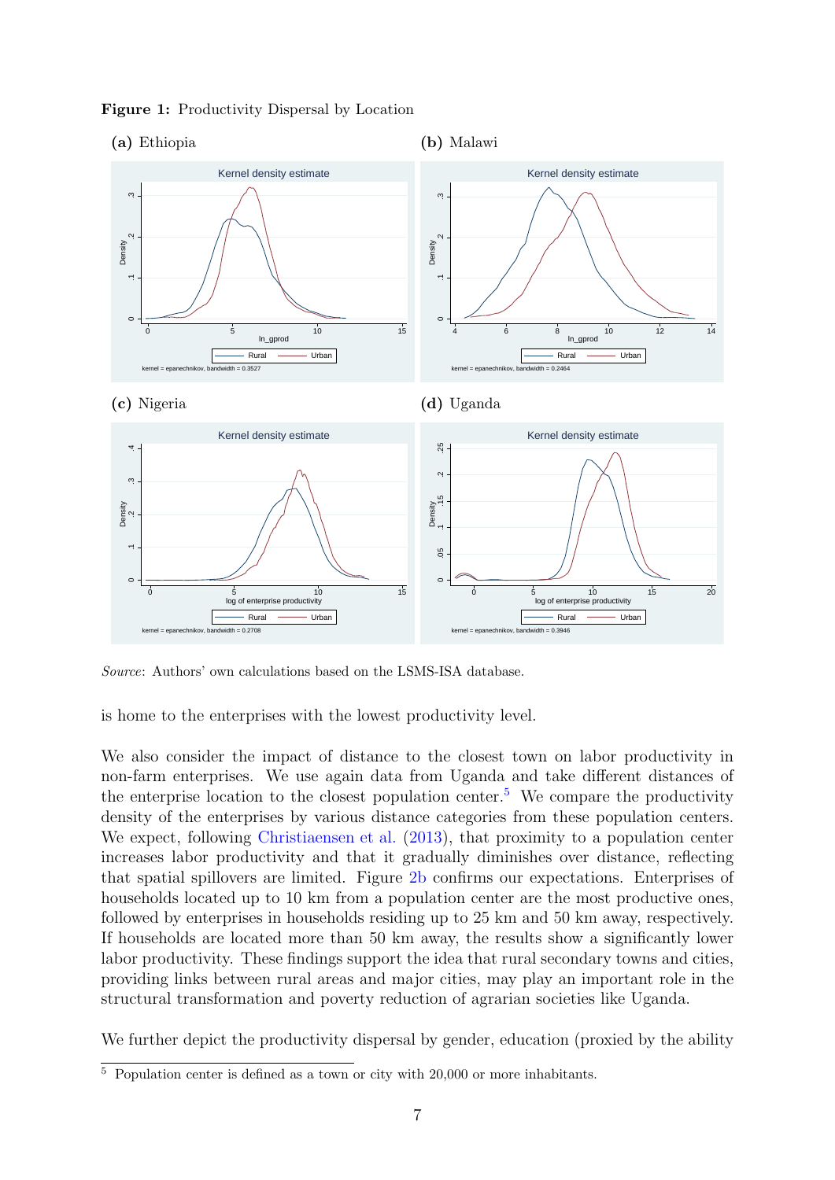**Figure 1:** Productivity Dispersal by Location

**(a)** Ethiopia

**(b)** Malawi

**(c)** Nigeria

**(d)** Uganda

*Source*: Authors' own calculations based on the LSMS-ISA database.

is home to the enterprises with the lowest productivity level.

We also consider the impact of distance to the closest town on labor productivity in non-farm enterprises. We use again data from Uganda and take different distances of the enterprise location to the closest population center.[5] We compare the productivity density of the enterprises by various distance categories from these population centers. We expect, following Christiaensen et al. (2013), that proximity to a population center increases labor productivity and that it gradually diminishes over distance, reflecting that spatial spillovers are limited. Figure 2b confirms our expectations. Enterprises of households located up to 10 km from a population center are the most productive ones, followed by enterprises in households residing up to 25 km and 50 km away, respectively. If households are located more than 50 km away, the results show a significantly lower labor productivity. These findings support the idea that rural secondary towns and cities, providing links between rural areas and major cities, may play an important role in the structural transformation and poverty reduction of agrarian societies like Uganda.

We further depict the productivity dispersal by gender, education (proxied by the ability

[5] Population center is defined as a town or city with 20,000 or more inhabitants.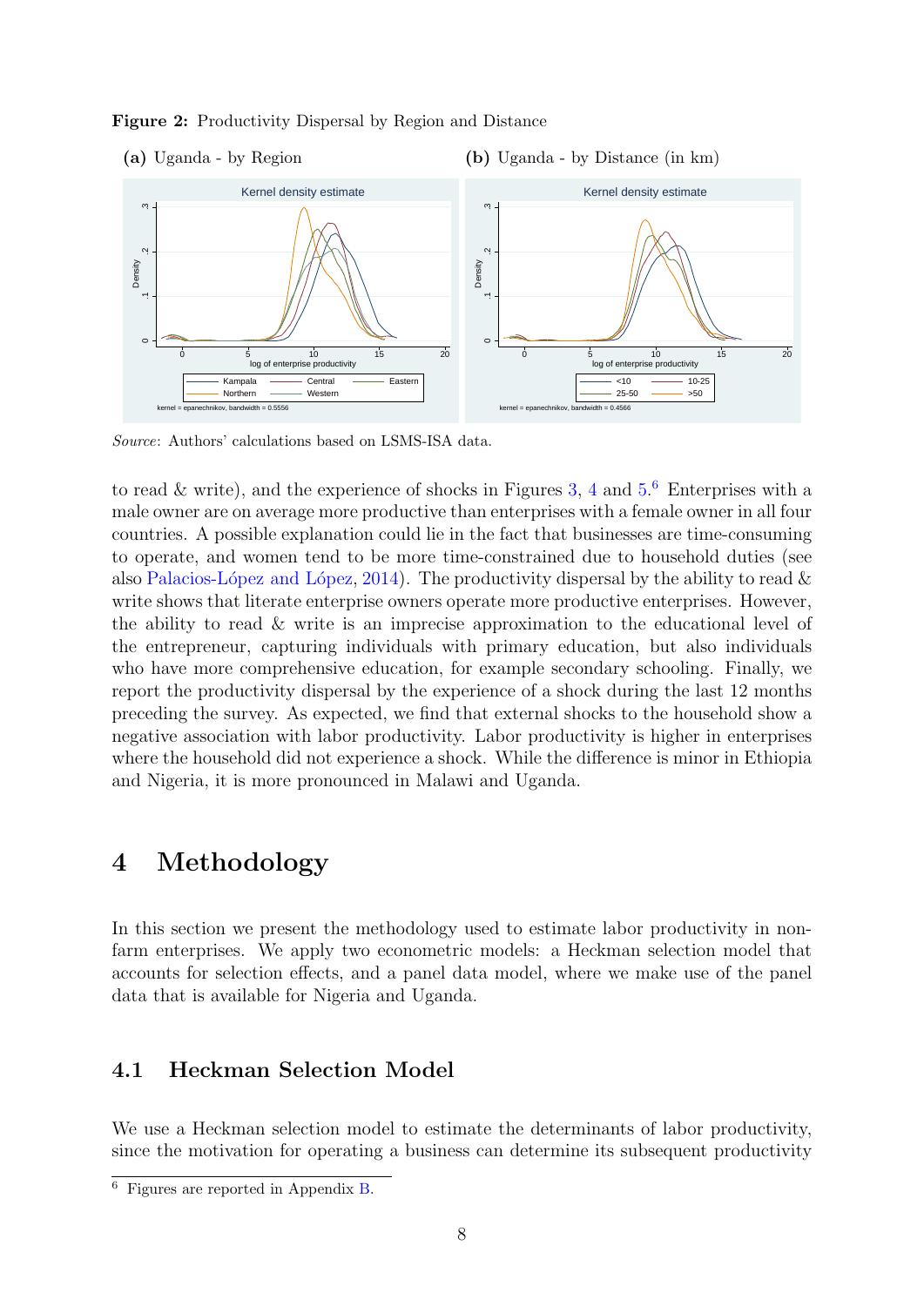**Figure 2:** Productivity Dispersal by Region and Distance

**(a)** Uganda - by Region

**(b)** Uganda - by Distance (in km)

*Source*: Authors' calculations based on LSMS-ISA data.

to read & write), and the experience of shocks in Figures 3, 4 and 5.[6] Enterprises with a male owner are on average more productive than enterprises with a female owner in all four countries. A possible explanation could lie in the fact that businesses are time-consuming to operate, and women tend to be more time-constrained due to household duties (see also Palacios-López and López, 2014). The productivity dispersal by the ability to read & write shows that literate enterprise owners operate more productive enterprises. However, the ability to read & write is an imprecise approximation to the educational level of the entrepreneur, capturing individuals with primary education, but also individuals who have more comprehensive education, for example secondary schooling. Finally, we report the productivity dispersal by the experience of a shock during the last 12 months preceding the survey. As expected, we find that external shocks to the household show a negative association with labor productivity. Labor productivity is higher in enterprises where the household did not experience a shock. While the difference is minor in Ethiopia and Nigeria, it is more pronounced in Malawi and Uganda.

# 4 Methodology

In this section we present the methodology used to estimate labor productivity in non-farm enterprises. We apply two econometric models: a Heckman selection model that accounts for selection effects, and a panel data model, where we make use of the panel data that is available for Nigeria and Uganda.

## 4.1 Heckman Selection Model

We use a Heckman selection model to estimate the determinants of labor productivity, since the motivation for operating a business can determine its subsequent productivity

[6] Figures are reported in Appendix B.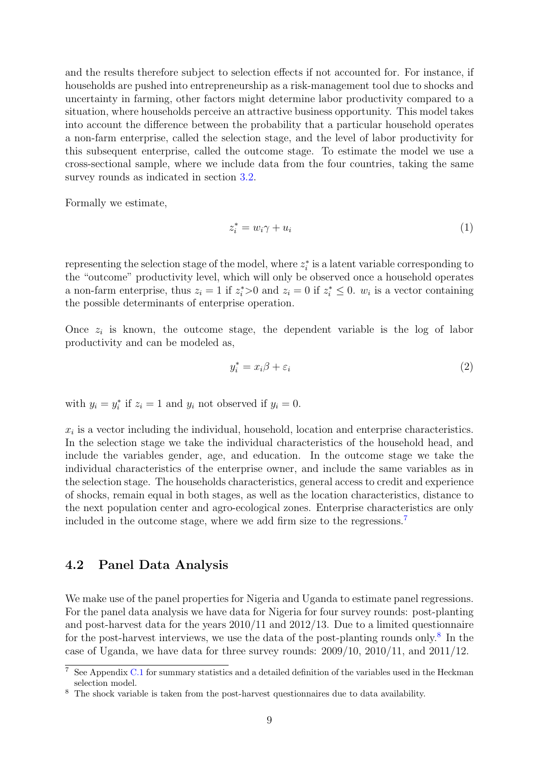and the results therefore subject to selection effects if not accounted for. For instance, if households are pushed into entrepreneurship as a risk-management tool due to shocks and uncertainty in farming, other factors might determine labor productivity compared to a situation, where households perceive an attractive business opportunity. This model takes into account the difference between the probability that a particular household operates a non-farm enterprise, called the selection stage, and the level of labor productivity for this subsequent enterprise, called the outcome stage. To estimate the model we use a cross-sectional sample, where we include data from the four countries, taking the same survey rounds as indicated in section 3.2.

Formally we estimate,

$$z_i^* = w_i\gamma + u_i \tag{1}$$

representing the selection stage of the model, where $z_i^*$ is a latent variable corresponding to the "outcome" productivity level, which will only be observed once a household operates a non-farm enterprise, thus $z_i = 1$ if $z_i^* > 0$ and $z_i = 0$ if $z_i^* \leq 0$. $w_i$ is a vector containing the possible determinants of enterprise operation.

Once $z_i$ is known, the outcome stage, the dependent variable is the log of labor productivity and can be modeled as,

$$y_i^* = x_i\beta + \varepsilon_i \tag{2}$$

with $y_i = y_i^*$ if $z_i = 1$ and $y_i$ not observed if $y_i = 0$.

$x_i$ is a vector including the individual, household, location and enterprise characteristics. In the selection stage we take the individual characteristics of the household head, and include the variables gender, age, and education. In the outcome stage we take the individual characteristics of the enterprise owner, and include the same variables as in the selection stage. The households characteristics, general access to credit and experience of shocks, remain equal in both stages, as well as the location characteristics, distance to the next population center and agro-ecological zones. Enterprise characteristics are only included in the outcome stage, where we add firm size to the regressions.[7]

## 4.2 Panel Data Analysis

We make use of the panel properties for Nigeria and Uganda to estimate panel regressions. For the panel data analysis we have data for Nigeria for four survey rounds: post-planting and post-harvest data for the years 2010/11 and 2012/13. Due to a limited questionnaire for the post-harvest interviews, we use the data of the post-planting rounds only.[8] In the case of Uganda, we have data for three survey rounds: 2009/10, 2010/11, and 2011/12.

[7] See Appendix C.1 for summary statistics and a detailed definition of the variables used in the Heckman selection model.

[8] The shock variable is taken from the post-harvest questionnaires due to data availability.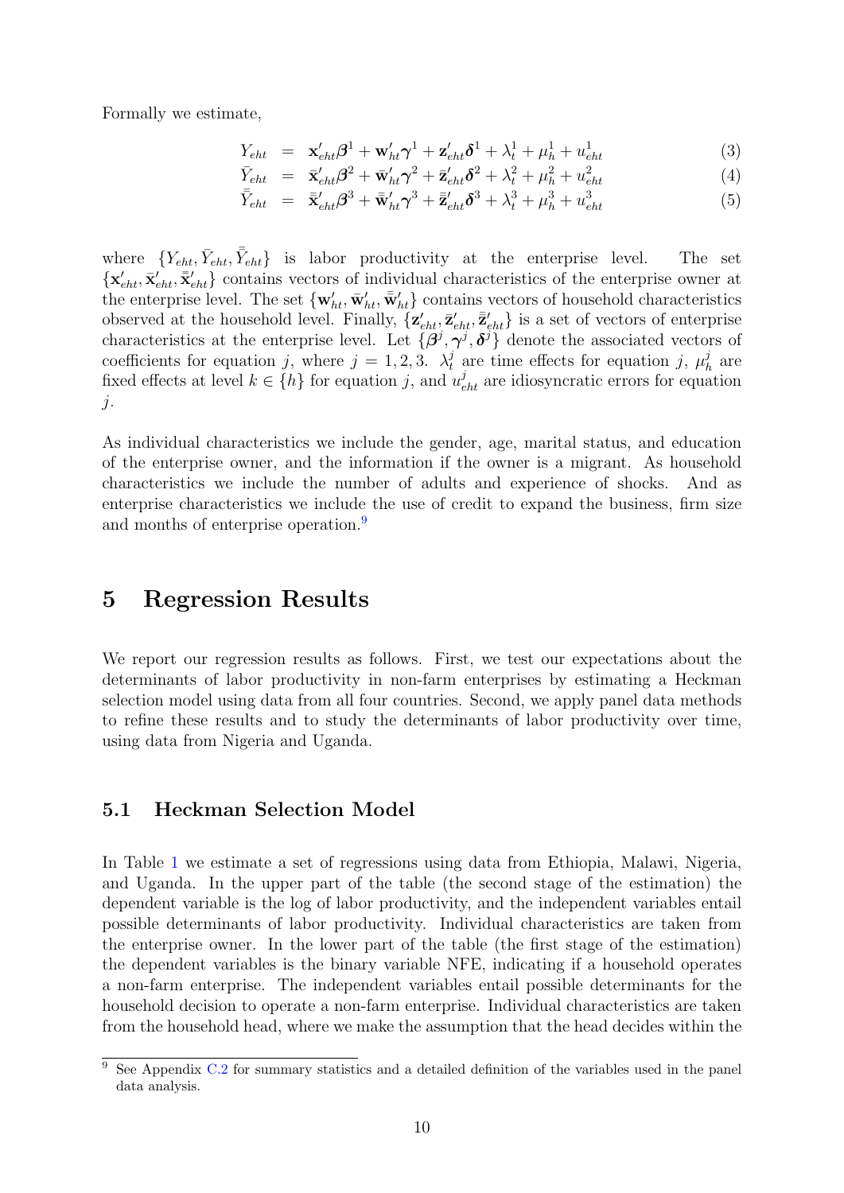Formally we estimate,

$$
\begin{aligned}
Y_{eht} &= \mathbf{x}'_{eht}\boldsymbol{\beta}^1 + \mathbf{w}'_{ht}\boldsymbol{\gamma}^1 + \mathbf{z}'_{eht}\boldsymbol{\delta}^1 + \lambda_t^1 + \mu_h^1 + u_{eht}^1 && (3)\\
\bar{Y}_{eht} &= \bar{\mathbf{x}}'_{eht}\boldsymbol{\beta}^2 + \bar{\mathbf{w}}'_{ht}\boldsymbol{\gamma}^2 + \bar{\mathbf{z}}'_{eht}\boldsymbol{\delta}^2 + \lambda_t^2 + \mu_h^2 + u_{eht}^2 && (4)\\
\bar{\bar{Y}}_{eht} &= \bar{\bar{\mathbf{x}}}'_{eht}\boldsymbol{\beta}^3 + \bar{\bar{\mathbf{w}}}'_{ht}\boldsymbol{\gamma}^3 + \bar{\bar{\mathbf{z}}}'_{eht}\boldsymbol{\delta}^3 + \lambda_t^3 + \mu_h^3 + u_{eht}^3 && (5)
\end{aligned}
$$

where $\{Y_{eht}, \bar{Y}_{eht}, \bar{\bar{Y}}_{eht}\}$ is labor productivity at the enterprise level. The set $\{\mathbf{x}'_{eht}, \bar{\mathbf{x}}'_{eht}, \bar{\bar{\mathbf{x}}}'_{eht}\}$ contains vectors of individual characteristics of the enterprise owner at the enterprise level. The set $\{\mathbf{w}'_{ht}, \bar{\mathbf{w}}'_{ht}, \bar{\bar{\mathbf{w}}}'_{ht}\}$ contains vectors of household characteristics observed at the household level. Finally, $\{\mathbf{z}'_{eht}, \bar{\mathbf{z}}'_{eht}, \bar{\bar{\mathbf{z}}}'_{eht}\}$ is a set of vectors of enterprise characteristics at the enterprise level. Let $\{\boldsymbol{\beta}^j, \boldsymbol{\gamma}^j, \boldsymbol{\delta}^j\}$ denote the associated vectors of coefficients for equation $j$, where $j = 1, 2, 3$. $\lambda_t^j$ are time effects for equation $j$, $\mu_h^j$ are fixed effects at level $k \in \{h\}$ for equation $j$, and $u_{eht}^j$ are idiosyncratic errors for equation $j$.

As individual characteristics we include the gender, age, marital status, and education of the enterprise owner, and the information if the owner is a migrant. As household characteristics we include the number of adults and experience of shocks. And as enterprise characteristics we include the use of credit to expand the business, firm size and months of enterprise operation.[9]

# 5 Regression Results

We report our regression results as follows. First, we test our expectations about the determinants of labor productivity in non-farm enterprises by estimating a Heckman selection model using data from all four countries. Second, we apply panel data methods to refine these results and to study the determinants of labor productivity over time, using data from Nigeria and Uganda.

## 5.1 Heckman Selection Model

In Table 1 we estimate a set of regressions using data from Ethiopia, Malawi, Nigeria, and Uganda. In the upper part of the table (the second stage of the estimation) the dependent variable is the log of labor productivity, and the independent variables entail possible determinants of labor productivity. Individual characteristics are taken from the enterprise owner. In the lower part of the table (the first stage of the estimation) the dependent variables is the binary variable NFE, indicating if a household operates a non-farm enterprise. The independent variables entail possible determinants for the household decision to operate a non-farm enterprise. Individual characteristics are taken from the household head, where we make the assumption that the head decides within the

[9] See Appendix C.2 for summary statistics and a detailed definition of the variables used in the panel data analysis.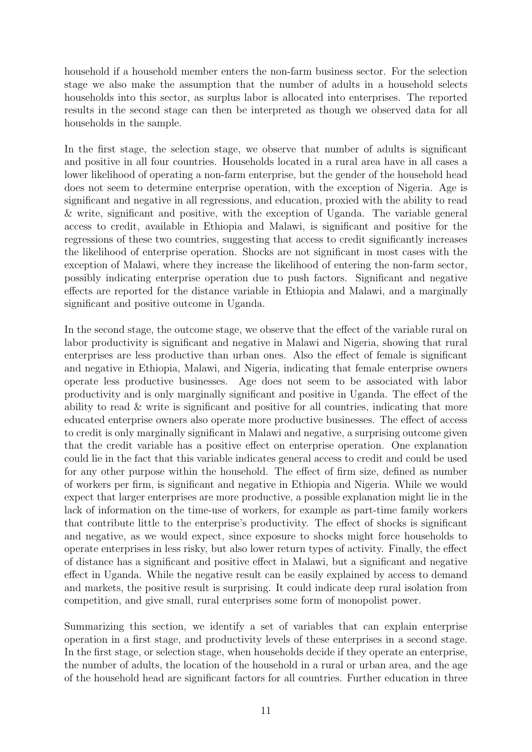household if a household member enters the non-farm business sector. For the selection stage we also make the assumption that the number of adults in a household selects households into this sector, as surplus labor is allocated into enterprises. The reported results in the second stage can then be interpreted as though we observed data for all households in the sample.

In the first stage, the selection stage, we observe that number of adults is significant and positive in all four countries. Households located in a rural area have in all cases a lower likelihood of operating a non-farm enterprise, but the gender of the household head does not seem to determine enterprise operation, with the exception of Nigeria. Age is significant and negative in all regressions, and education, proxied with the ability to read & write, significant and positive, with the exception of Uganda. The variable general access to credit, available in Ethiopia and Malawi, is significant and positive for the regressions of these two countries, suggesting that access to credit significantly increases the likelihood of enterprise operation. Shocks are not significant in most cases with the exception of Malawi, where they increase the likelihood of entering the non-farm sector, possibly indicating enterprise operation due to push factors. Significant and negative effects are reported for the distance variable in Ethiopia and Malawi, and a marginally significant and positive outcome in Uganda.

In the second stage, the outcome stage, we observe that the effect of the variable rural on labor productivity is significant and negative in Malawi and Nigeria, showing that rural enterprises are less productive than urban ones. Also the effect of female is significant and negative in Ethiopia, Malawi, and Nigeria, indicating that female enterprise owners operate less productive businesses. Age does not seem to be associated with labor productivity and is only marginally significant and positive in Uganda. The effect of the ability to read & write is significant and positive for all countries, indicating that more educated enterprise owners also operate more productive businesses. The effect of access to credit is only marginally significant in Malawi and negative, a surprising outcome given that the credit variable has a positive effect on enterprise operation. One explanation could lie in the fact that this variable indicates general access to credit and could be used for any other purpose within the household. The effect of firm size, defined as number of workers per firm, is significant and negative in Ethiopia and Nigeria. While we would expect that larger enterprises are more productive, a possible explanation might lie in the lack of information on the time-use of workers, for example as part-time family workers that contribute little to the enterprise's productivity. The effect of shocks is significant and negative, as we would expect, since exposure to shocks might force households to operate enterprises in less risky, but also lower return types of activity. Finally, the effect of distance has a significant and positive effect in Malawi, but a significant and negative effect in Uganda. While the negative result can be easily explained by access to demand and markets, the positive result is surprising. It could indicate deep rural isolation from competition, and give small, rural enterprises some form of monopolist power.

Summarizing this section, we identify a set of variables that can explain enterprise operation in a first stage, and productivity levels of these enterprises in a second stage. In the first stage, or selection stage, when households decide if they operate an enterprise, the number of adults, the location of the household in a rural or urban area, and the age of the household head are significant factors for all countries. Further education in three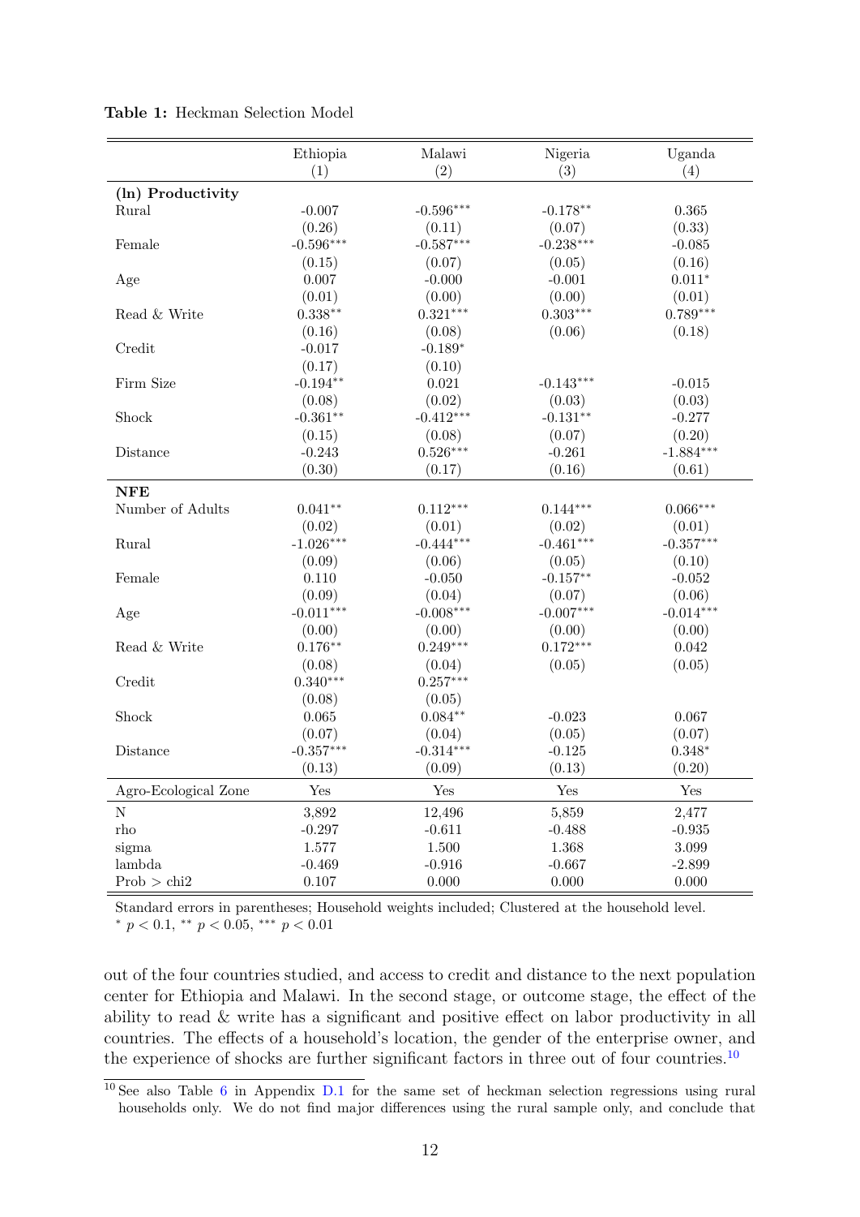**Table 1:** Heckman Selection Model

| | Ethiopia | Malawi | Nigeria | Uganda |
|---|---|---|---|---|
| | (1) | (2) | (3) | (4) |
| **(ln) Productivity** | | | | |
| Rural | -0.007 | -0.596*** | -0.178** | 0.365 |
| | (0.26) | (0.11) | (0.07) | (0.33) |
| Female | -0.596*** | -0.587*** | -0.238*** | -0.085 |
| | (0.15) | (0.07) | (0.05) | (0.16) |
| Age | 0.007 | -0.000 | -0.001 | 0.011* |
| | (0.01) | (0.00) | (0.00) | (0.01) |
| Read & Write | 0.338** | 0.321*** | 0.303*** | 0.789*** |
| | (0.16) | (0.08) | (0.06) | (0.18) |
| Credit | -0.017 | -0.189* | | |
| | (0.17) | (0.10) | | |
| Firm Size | -0.194** | 0.021 | -0.143*** | -0.015 |
| | (0.08) | (0.02) | (0.03) | (0.03) |
| Shock | -0.361** | -0.412*** | -0.131** | -0.277 |
| | (0.15) | (0.08) | (0.07) | (0.20) |
| Distance | -0.243 | 0.526*** | -0.261 | -1.884*** |
| | (0.30) | (0.17) | (0.16) | (0.61) |
| **NFE** | | | | |
| Number of Adults | 0.041** | 0.112*** | 0.144*** | 0.066*** |
| | (0.02) | (0.01) | (0.02) | (0.01) |
| Rural | -1.026*** | -0.444*** | -0.461*** | -0.357*** |
| | (0.09) | (0.06) | (0.05) | (0.10) |
| Female | 0.110 | -0.050 | -0.157** | -0.052 |
| | (0.09) | (0.04) | (0.07) | (0.06) |
| Age | -0.011*** | -0.008*** | -0.007*** | -0.014*** |
| | (0.00) | (0.00) | (0.00) | (0.00) |
| Read & Write | 0.176** | 0.249*** | 0.172*** | 0.042 |
| | (0.08) | (0.04) | (0.05) | (0.05) |
| Credit | 0.340*** | 0.257*** | | |
| | (0.08) | (0.05) | | |
| Shock | 0.065 | 0.084** | -0.023 | 0.067 |
| | (0.07) | (0.04) | (0.05) | (0.07) |
| Distance | -0.357*** | -0.314*** | -0.125 | 0.348* |
| | (0.13) | (0.09) | (0.13) | (0.20) |
| Agro-Ecological Zone | Yes | Yes | Yes | Yes |
| N | 3,892 | 12,496 | 5,859 | 2,477 |
| rho | -0.297 | -0.611 | -0.488 | -0.935 |
| sigma | 1.577 | 1.500 | 1.368 | 3.099 |
| lambda | -0.469 | -0.916 | -0.667 | -2.899 |
| Prob > chi2 | 0.107 | 0.000 | 0.000 | 0.000 |

Standard errors in parentheses; Household weights included; Clustered at the household level.
* $p < 0.1$, ** $p < 0.05$, *** $p < 0.01$

out of the four countries studied, and access to credit and distance to the next population center for Ethiopia and Malawi. In the second stage, or outcome stage, the effect of the ability to read & write has a significant and positive effect on labor productivity in all countries. The effects of a household's location, the gender of the enterprise owner, and the experience of shocks are further significant factors in three out of four countries.[10]

[10] See also Table 6 in Appendix D.1 for the same set of heckman selection regressions using rural households only. We do not find major differences using the rural sample only, and conclude that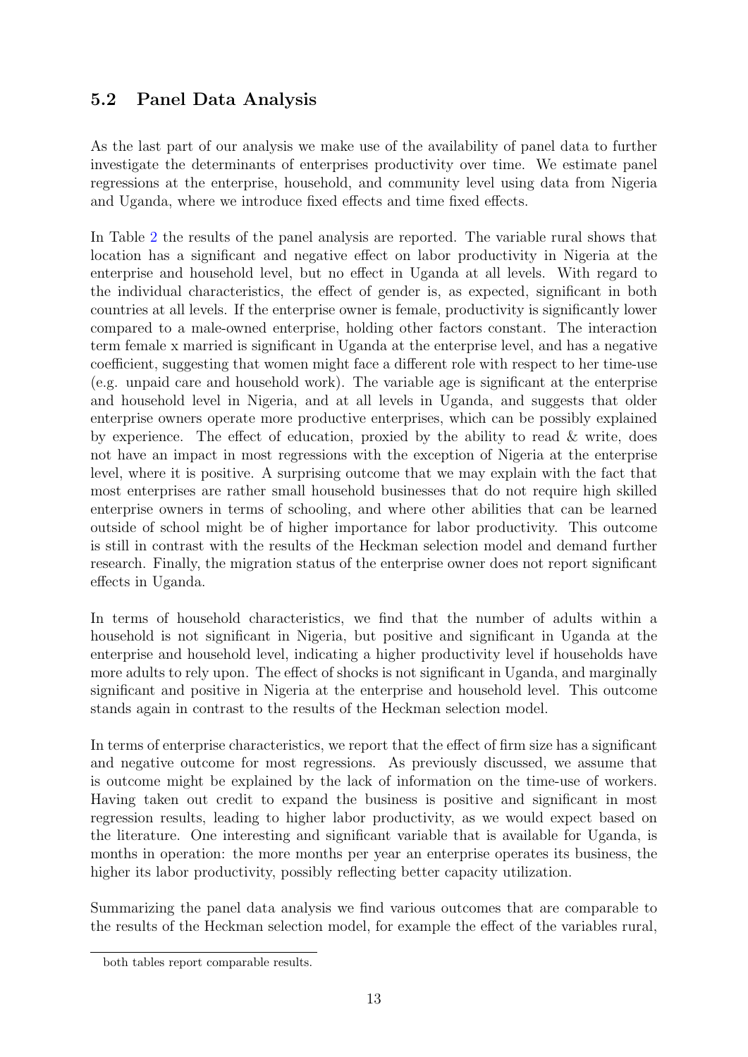## 5.2 Panel Data Analysis

As the last part of our analysis we make use of the availability of panel data to further investigate the determinants of enterprises productivity over time. We estimate panel regressions at the enterprise, household, and community level using data from Nigeria and Uganda, where we introduce fixed effects and time fixed effects.

In Table 2 the results of the panel analysis are reported. The variable rural shows that location has a significant and negative effect on labor productivity in Nigeria at the enterprise and household level, but no effect in Uganda at all levels. With regard to the individual characteristics, the effect of gender is, as expected, significant in both countries at all levels. If the enterprise owner is female, productivity is significantly lower compared to a male-owned enterprise, holding other factors constant. The interaction term female x married is significant in Uganda at the enterprise level, and has a negative coefficient, suggesting that women might face a different role with respect to her time-use (e.g. unpaid care and household work). The variable age is significant at the enterprise and household level in Nigeria, and at all levels in Uganda, and suggests that older enterprise owners operate more productive enterprises, which can be possibly explained by experience. The effect of education, proxied by the ability to read & write, does not have an impact in most regressions with the exception of Nigeria at the enterprise level, where it is positive. A surprising outcome that we may explain with the fact that most enterprises are rather small household businesses that do not require high skilled enterprise owners in terms of schooling, and where other abilities that can be learned outside of school might be of higher importance for labor productivity. This outcome is still in contrast with the results of the Heckman selection model and demand further research. Finally, the migration status of the enterprise owner does not report significant effects in Uganda.

In terms of household characteristics, we find that the number of adults within a household is not significant in Nigeria, but positive and significant in Uganda at the enterprise and household level, indicating a higher productivity level if households have more adults to rely upon. The effect of shocks is not significant in Uganda, and marginally significant and positive in Nigeria at the enterprise and household level. This outcome stands again in contrast to the results of the Heckman selection model.

In terms of enterprise characteristics, we report that the effect of firm size has a significant and negative outcome for most regressions. As previously discussed, we assume that is outcome might be explained by the lack of information on the time-use of workers. Having taken out credit to expand the business is positive and significant in most regression results, leading to higher labor productivity, as we would expect based on the literature. One interesting and significant variable that is available for Uganda, is months in operation: the more months per year an enterprise operates its business, the higher its labor productivity, possibly reflecting better capacity utilization.

Summarizing the panel data analysis we find various outcomes that are comparable to the results of the Heckman selection model, for example the effect of the variables rural,

both tables report comparable results.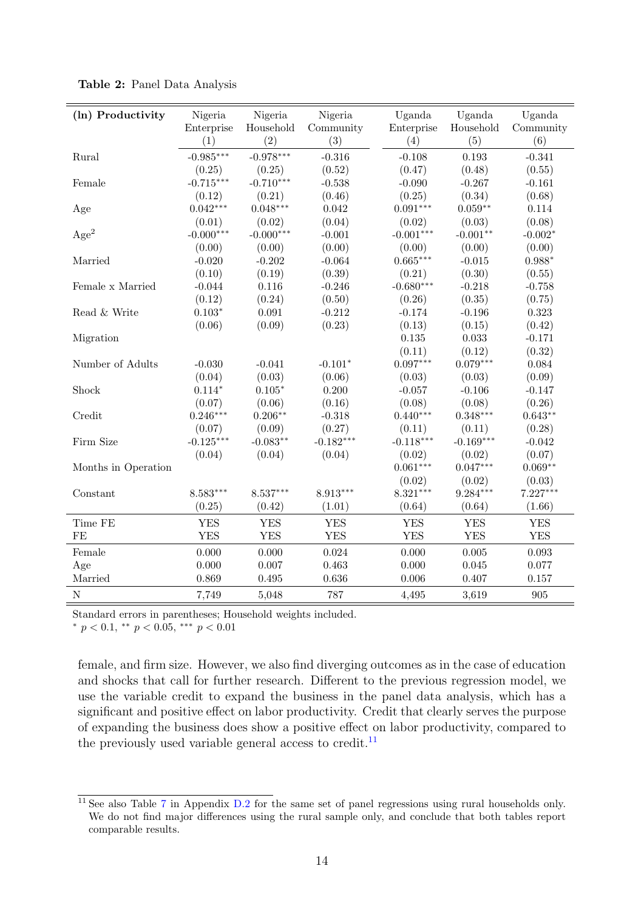**Table 2:** Panel Data Analysis

| **(ln) Productivity** | Nigeria Enterprise (1) | Nigeria Household (2) | Nigeria Community (3) | Uganda Enterprise (4) | Uganda Household (5) | Uganda Community (6) |
|---|---|---|---|---|---|---|
| Rural | -0.985*** | -0.978*** | -0.316 | -0.108 | 0.193 | -0.341 |
| | (0.25) | (0.25) | (0.52) | (0.47) | (0.48) | (0.55) |
| Female | -0.715*** | -0.710*** | -0.538 | -0.090 | -0.267 | -0.161 |
| | (0.12) | (0.21) | (0.46) | (0.25) | (0.34) | (0.68) |
| Age | 0.042*** | 0.048*** | 0.042 | 0.091*** | 0.059** | 0.114 |
| | (0.01) | (0.02) | (0.04) | (0.02) | (0.03) | (0.08) |
| $Age^2$ | -0.000*** | -0.000*** | -0.001 | -0.001*** | -0.001** | -0.002* |
| | (0.00) | (0.00) | (0.00) | (0.00) | (0.00) | (0.00) |
| Married | -0.020 | -0.202 | -0.064 | 0.665*** | -0.015 | 0.988* |
| | (0.10) | (0.19) | (0.39) | (0.21) | (0.30) | (0.55) |
| Female x Married | -0.044 | 0.116 | -0.246 | -0.680*** | -0.218 | -0.758 |
| | (0.12) | (0.24) | (0.50) | (0.26) | (0.35) | (0.75) |
| Read & Write | 0.103* | 0.091 | -0.212 | -0.174 | -0.196 | 0.323 |
| | (0.06) | (0.09) | (0.23) | (0.13) | (0.15) | (0.42) |
| Migration | | | | 0.135 | 0.033 | -0.171 |
| | | | | (0.11) | (0.12) | (0.32) |
| Number of Adults | -0.030 | -0.041 | -0.101* | 0.097*** | 0.079*** | 0.084 |
| | (0.04) | (0.03) | (0.06) | (0.03) | (0.03) | (0.09) |
| Shock | 0.114* | 0.105* | 0.200 | -0.057 | -0.106 | -0.147 |
| | (0.07) | (0.06) | (0.16) | (0.08) | (0.08) | (0.26) |
| Credit | 0.246*** | 0.206** | -0.318 | 0.440*** | 0.348*** | 0.643** |
| | (0.07) | (0.09) | (0.27) | (0.11) | (0.11) | (0.28) |
| Firm Size | -0.125*** | -0.083** | -0.182*** | -0.118*** | -0.169*** | -0.042 |
| | (0.04) | (0.04) | (0.04) | (0.02) | (0.02) | (0.07) |
| Months in Operation | | | | 0.061*** | 0.047*** | 0.069** |
| | | | | (0.02) | (0.02) | (0.03) |
| Constant | 8.583*** | 8.537*** | 8.913*** | 8.321*** | 9.284*** | 7.227*** |
| | (0.25) | (0.42) | (1.01) | (0.64) | (0.64) | (1.66) |
| Time FE | YES | YES | YES | YES | YES | YES |
| FE | YES | YES | YES | YES | YES | YES |
| Female | 0.000 | 0.000 | 0.024 | 0.000 | 0.005 | 0.093 |
| Age | 0.000 | 0.007 | 0.463 | 0.000 | 0.045 | 0.077 |
| Married | 0.869 | 0.495 | 0.636 | 0.006 | 0.407 | 0.157 |
| N | 7,749 | 5,048 | 787 | 4,495 | 3,619 | 905 |

Standard errors in parentheses; Household weights included.
\* $p < 0.1$, \*\* $p < 0.05$, \*\*\* $p < 0.01$

female, and firm size. However, we also find diverging outcomes as in the case of education and shocks that call for further research. Different to the previous regression model, we use the variable credit to expand the business in the panel data analysis, which has a significant and positive effect on labor productivity. Credit that clearly serves the purpose of expanding the business does show a positive effect on labor productivity, compared to the previously used variable general access to credit.[11]

[11] See also Table 7 in Appendix D.2 for the same set of panel regressions using rural households only. We do not find major differences using the rural sample only, and conclude that both tables report comparable results.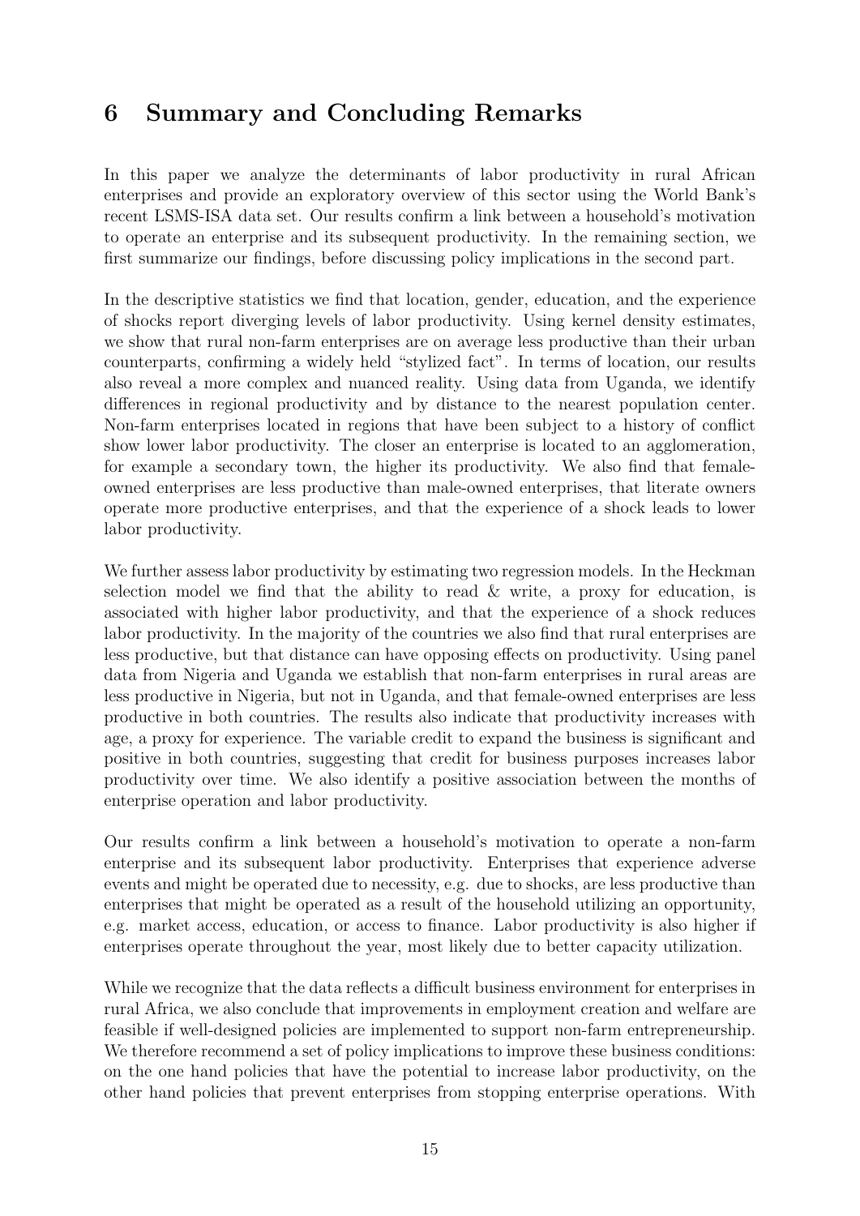# 6 Summary and Concluding Remarks

In this paper we analyze the determinants of labor productivity in rural African enterprises and provide an exploratory overview of this sector using the World Bank's recent LSMS-ISA data set. Our results confirm a link between a household's motivation to operate an enterprise and its subsequent productivity. In the remaining section, we first summarize our findings, before discussing policy implications in the second part.

In the descriptive statistics we find that location, gender, education, and the experience of shocks report diverging levels of labor productivity. Using kernel density estimates, we show that rural non-farm enterprises are on average less productive than their urban counterparts, confirming a widely held "stylized fact". In terms of location, our results also reveal a more complex and nuanced reality. Using data from Uganda, we identify differences in regional productivity and by distance to the nearest population center. Non-farm enterprises located in regions that have been subject to a history of conflict show lower labor productivity. The closer an enterprise is located to an agglomeration, for example a secondary town, the higher its productivity. We also find that female-owned enterprises are less productive than male-owned enterprises, that literate owners operate more productive enterprises, and that the experience of a shock leads to lower labor productivity.

We further assess labor productivity by estimating two regression models. In the Heckman selection model we find that the ability to read & write, a proxy for education, is associated with higher labor productivity, and that the experience of a shock reduces labor productivity. In the majority of the countries we also find that rural enterprises are less productive, but that distance can have opposing effects on productivity. Using panel data from Nigeria and Uganda we establish that non-farm enterprises in rural areas are less productive in Nigeria, but not in Uganda, and that female-owned enterprises are less productive in both countries. The results also indicate that productivity increases with age, a proxy for experience. The variable credit to expand the business is significant and positive in both countries, suggesting that credit for business purposes increases labor productivity over time. We also identify a positive association between the months of enterprise operation and labor productivity.

Our results confirm a link between a household's motivation to operate a non-farm enterprise and its subsequent labor productivity. Enterprises that experience adverse events and might be operated due to necessity, e.g. due to shocks, are less productive than enterprises that might be operated as a result of the household utilizing an opportunity, e.g. market access, education, or access to finance. Labor productivity is also higher if enterprises operate throughout the year, most likely due to better capacity utilization.

While we recognize that the data reflects a difficult business environment for enterprises in rural Africa, we also conclude that improvements in employment creation and welfare are feasible if well-designed policies are implemented to support non-farm entrepreneurship. We therefore recommend a set of policy implications to improve these business conditions: on the one hand policies that have the potential to increase labor productivity, on the other hand policies that prevent enterprises from stopping enterprise operations. With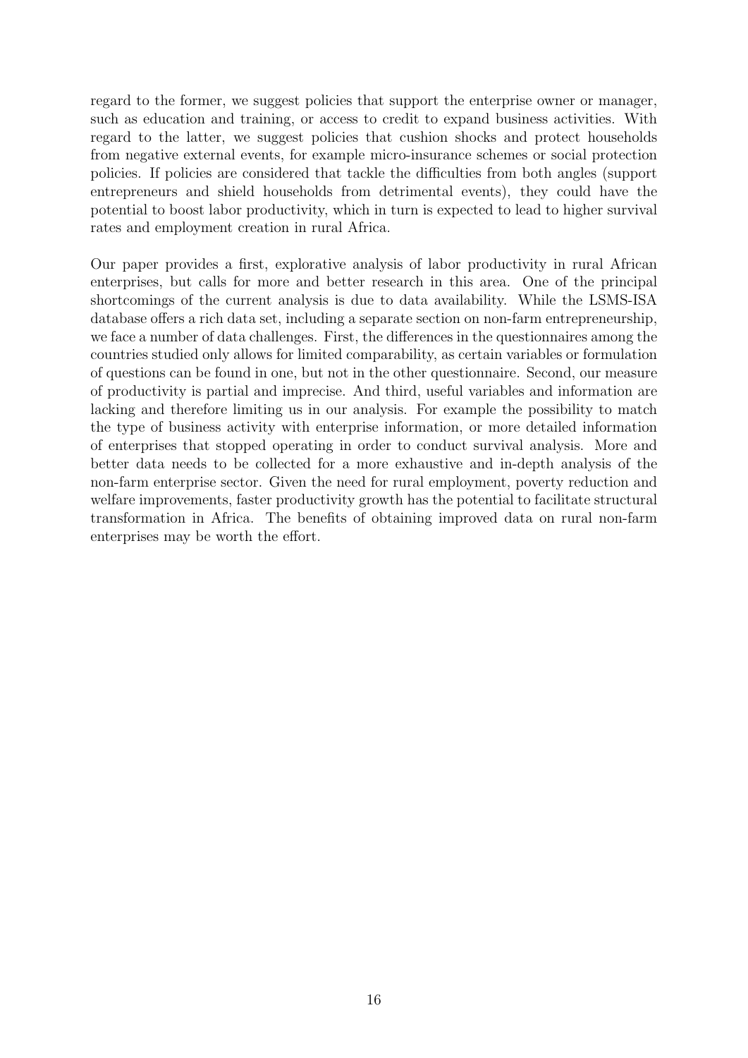regard to the former, we suggest policies that support the enterprise owner or manager, such as education and training, or access to credit to expand business activities. With regard to the latter, we suggest policies that cushion shocks and protect households from negative external events, for example micro-insurance schemes or social protection policies. If policies are considered that tackle the difficulties from both angles (support entrepreneurs and shield households from detrimental events), they could have the potential to boost labor productivity, which in turn is expected to lead to higher survival rates and employment creation in rural Africa.

Our paper provides a first, explorative analysis of labor productivity in rural African enterprises, but calls for more and better research in this area. One of the principal shortcomings of the current analysis is due to data availability. While the LSMS-ISA database offers a rich data set, including a separate section on non-farm entrepreneurship, we face a number of data challenges. First, the differences in the questionnaires among the countries studied only allows for limited comparability, as certain variables or formulation of questions can be found in one, but not in the other questionnaire. Second, our measure of productivity is partial and imprecise. And third, useful variables and information are lacking and therefore limiting us in our analysis. For example the possibility to match the type of business activity with enterprise information, or more detailed information of enterprises that stopped operating in order to conduct survival analysis. More and better data needs to be collected for a more exhaustive and in-depth analysis of the non-farm enterprise sector. Given the need for rural employment, poverty reduction and welfare improvements, faster productivity growth has the potential to facilitate structural transformation in Africa. The benefits of obtaining improved data on rural non-farm enterprises may be worth the effort.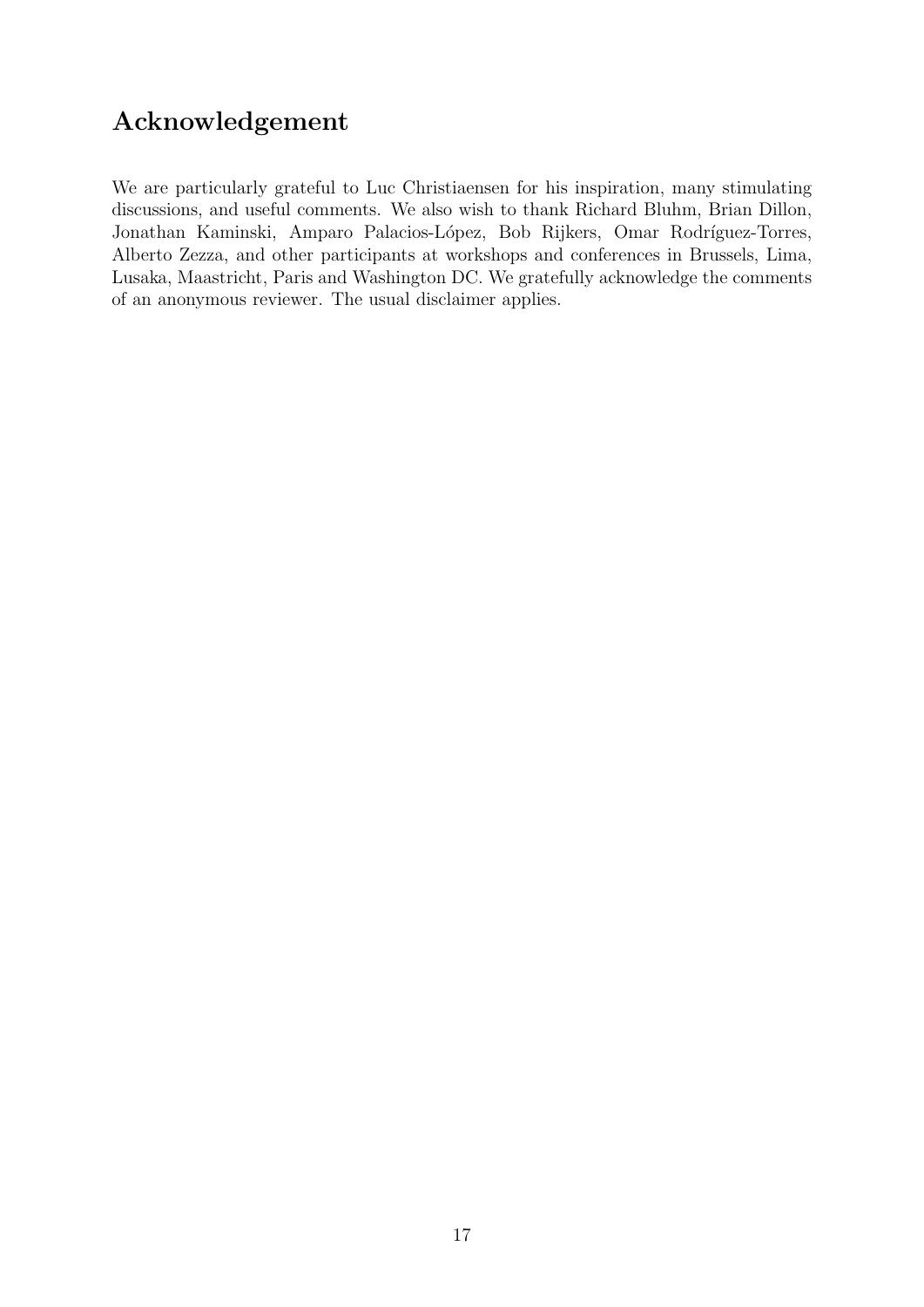## Acknowledgement

We are particularly grateful to Luc Christiaensen for his inspiration, many stimulating discussions, and useful comments. We also wish to thank Richard Bluhm, Brian Dillon, Jonathan Kaminski, Amparo Palacios-López, Bob Rijkers, Omar Rodríguez-Torres, Alberto Zezza, and other participants at workshops and conferences in Brussels, Lima, Lusaka, Maastricht, Paris and Washington DC. We gratefully acknowledge the comments of an anonymous reviewer. The usual disclaimer applies.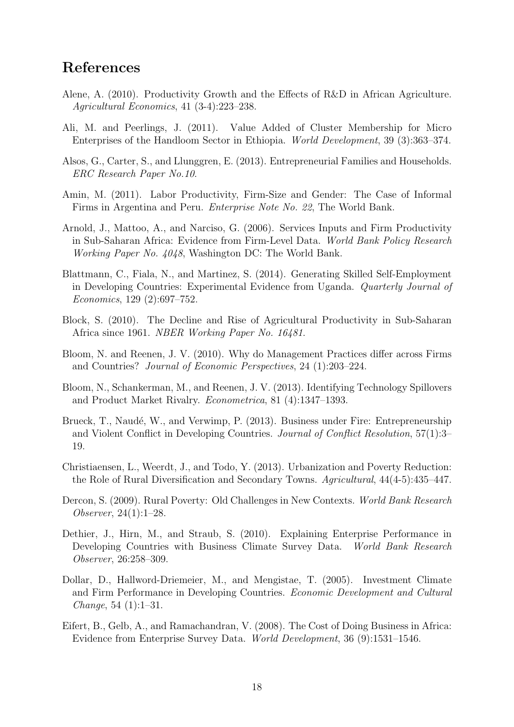# References

Alene, A. (2010). Productivity Growth and the Effects of R&D in African Agriculture. *Agricultural Economics*, 41 (3-4):223–238.

Ali, M. and Peerlings, J. (2011). Value Added of Cluster Membership for Micro Enterprises of the Handloom Sector in Ethiopia. *World Development*, 39 (3):363–374.

Alsos, G., Carter, S., and Llunggren, E. (2013). Entrepreneurial Families and Households. *ERC Research Paper No.10*.

Amin, M. (2011). Labor Productivity, Firm-Size and Gender: The Case of Informal Firms in Argentina and Peru. *Enterprise Note No. 22*, The World Bank.

Arnold, J., Mattoo, A., and Narciso, G. (2006). Services Inputs and Firm Productivity in Sub-Saharan Africa: Evidence from Firm-Level Data. *World Bank Policy Research Working Paper No. 4048*, Washington DC: The World Bank.

Blattmann, C., Fiala, N., and Martinez, S. (2014). Generating Skilled Self-Employment in Developing Countries: Experimental Evidence from Uganda. *Quarterly Journal of Economics*, 129 (2):697–752.

Block, S. (2010). The Decline and Rise of Agricultural Productivity in Sub-Saharan Africa since 1961. *NBER Working Paper No. 16481*.

Bloom, N. and Reenen, J. V. (2010). Why do Management Practices differ across Firms and Countries? *Journal of Economic Perspectives*, 24 (1):203–224.

Bloom, N., Schankerman, M., and Reenen, J. V. (2013). Identifying Technology Spillovers and Product Market Rivalry. *Econometrica*, 81 (4):1347–1393.

Brueck, T., Naudé, W., and Verwimp, P. (2013). Business under Fire: Entrepreneurship and Violent Conflict in Developing Countries. *Journal of Conflict Resolution*, 57(1):3–19.

Christiaensen, L., Weerdt, J., and Todo, Y. (2013). Urbanization and Poverty Reduction: the Role of Rural Diversification and Secondary Towns. *Agricultural*, 44(4-5):435–447.

Dercon, S. (2009). Rural Poverty: Old Challenges in New Contexts. *World Bank Research Observer*, 24(1):1–28.

Dethier, J., Hirn, M., and Straub, S. (2010). Explaining Enterprise Performance in Developing Countries with Business Climate Survey Data. *World Bank Research Observer*, 26:258–309.

Dollar, D., Hallword-Driemeier, M., and Mengistae, T. (2005). Investment Climate and Firm Performance in Developing Countries. *Economic Development and Cultural Change*, 54 (1):1–31.

Eifert, B., Gelb, A., and Ramachandran, V. (2008). The Cost of Doing Business in Africa: Evidence from Enterprise Survey Data. *World Development*, 36 (9):1531–1546.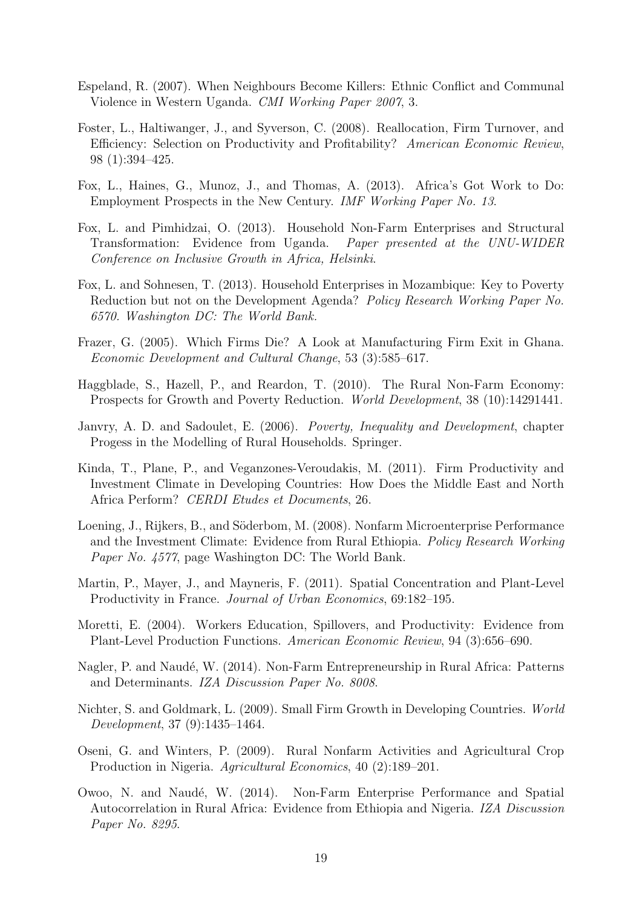Espeland, R. (2007). When Neighbours Become Killers: Ethnic Conflict and Communal Violence in Western Uganda. *CMI Working Paper 2007*, 3.

Foster, L., Haltiwanger, J., and Syverson, C. (2008). Reallocation, Firm Turnover, and Efficiency: Selection on Productivity and Profitability? *American Economic Review*, 98 (1):394–425.

Fox, L., Haines, G., Munoz, J., and Thomas, A. (2013). Africa's Got Work to Do: Employment Prospects in the New Century. *IMF Working Paper No. 13*.

Fox, L. and Pimhidzai, O. (2013). Household Non-Farm Enterprises and Structural Transformation: Evidence from Uganda. *Paper presented at the UNU-WIDER Conference on Inclusive Growth in Africa, Helsinki*.

Fox, L. and Sohnesen, T. (2013). Household Enterprises in Mozambique: Key to Poverty Reduction but not on the Development Agenda? *Policy Research Working Paper No. 6570. Washington DC: The World Bank.*

Frazer, G. (2005). Which Firms Die? A Look at Manufacturing Firm Exit in Ghana. *Economic Development and Cultural Change*, 53 (3):585–617.

Haggblade, S., Hazell, P., and Reardon, T. (2010). The Rural Non-Farm Economy: Prospects for Growth and Poverty Reduction. *World Development*, 38 (10):14291441.

Janvry, A. D. and Sadoulet, E. (2006). *Poverty, Inequality and Development*, chapter Progess in the Modelling of Rural Households. Springer.

Kinda, T., Plane, P., and Veganzones-Veroudakis, M. (2011). Firm Productivity and Investment Climate in Developing Countries: How Does the Middle East and North Africa Perform? *CERDI Etudes et Documents*, 26.

Loening, J., Rijkers, B., and Söderbom, M. (2008). Nonfarm Microenterprise Performance and the Investment Climate: Evidence from Rural Ethiopia. *Policy Research Working Paper No. 4577*, page Washington DC: The World Bank.

Martin, P., Mayer, J., and Mayneris, F. (2011). Spatial Concentration and Plant-Level Productivity in France. *Journal of Urban Economics*, 69:182–195.

Moretti, E. (2004). Workers Education, Spillovers, and Productivity: Evidence from Plant-Level Production Functions. *American Economic Review*, 94 (3):656–690.

Nagler, P. and Naudé, W. (2014). Non-Farm Entrepreneurship in Rural Africa: Patterns and Determinants. *IZA Discussion Paper No. 8008*.

Nichter, S. and Goldmark, L. (2009). Small Firm Growth in Developing Countries. *World Development*, 37 (9):1435–1464.

Oseni, G. and Winters, P. (2009). Rural Nonfarm Activities and Agricultural Crop Production in Nigeria. *Agricultural Economics*, 40 (2):189–201.

Owoo, N. and Naudé, W. (2014). Non-Farm Enterprise Performance and Spatial Autocorrelation in Rural Africa: Evidence from Ethiopia and Nigeria. *IZA Discussion Paper No. 8295*.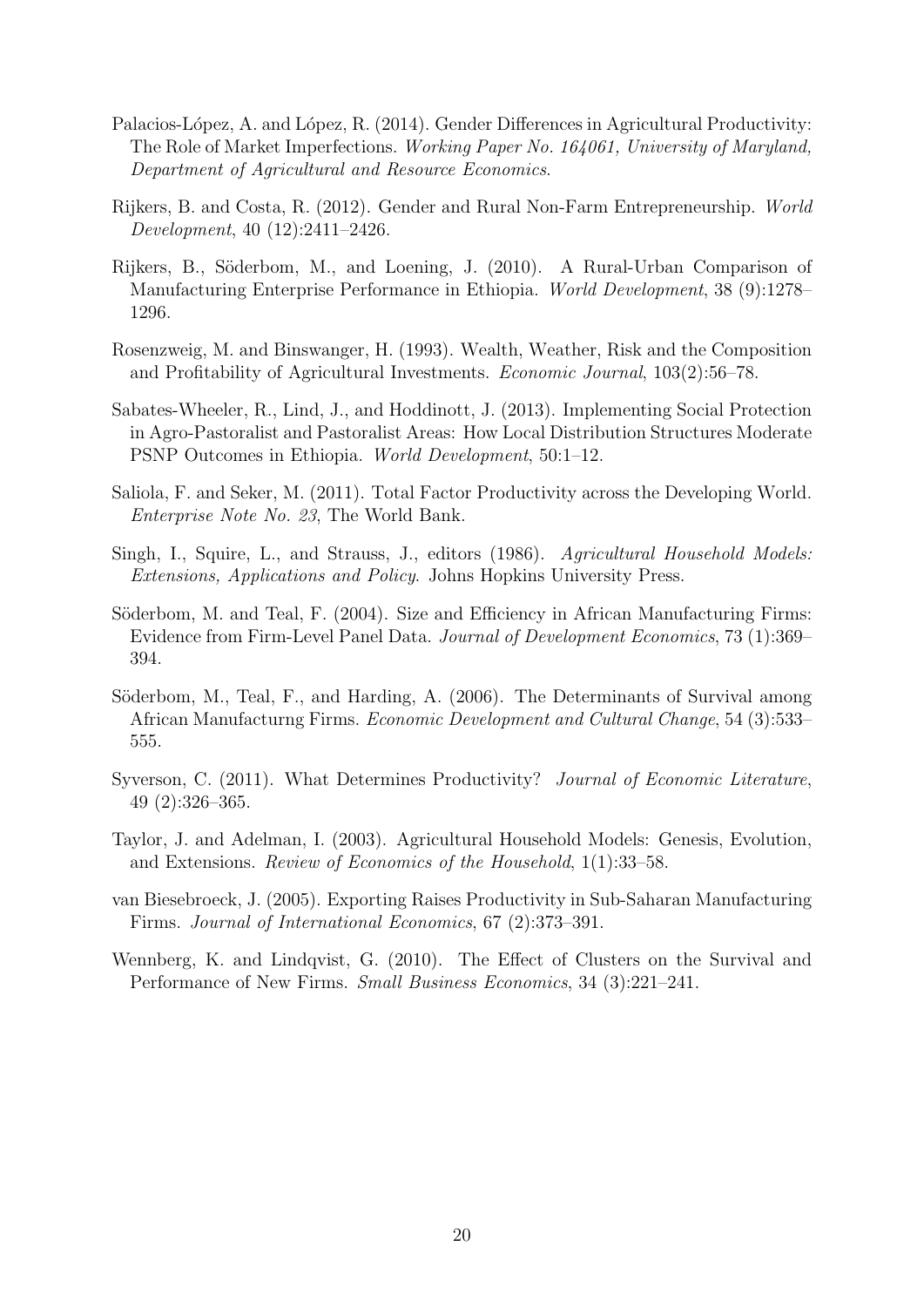Palacios-López, A. and López, R. (2014). Gender Differences in Agricultural Productivity: The Role of Market Imperfections. *Working Paper No. 164061, University of Maryland, Department of Agricultural and Resource Economics*.

Rijkers, B. and Costa, R. (2012). Gender and Rural Non-Farm Entrepreneurship. *World Development*, 40 (12):2411–2426.

Rijkers, B., Söderbom, M., and Loening, J. (2010). A Rural-Urban Comparison of Manufacturing Enterprise Performance in Ethiopia. *World Development*, 38 (9):1278–1296.

Rosenzweig, M. and Binswanger, H. (1993). Wealth, Weather, Risk and the Composition and Profitability of Agricultural Investments. *Economic Journal*, 103(2):56–78.

Sabates-Wheeler, R., Lind, J., and Hoddinott, J. (2013). Implementing Social Protection in Agro-Pastoralist and Pastoralist Areas: How Local Distribution Structures Moderate PSNP Outcomes in Ethiopia. *World Development*, 50:1–12.

Saliola, F. and Seker, M. (2011). Total Factor Productivity across the Developing World. *Enterprise Note No. 23*, The World Bank.

Singh, I., Squire, L., and Strauss, J., editors (1986). *Agricultural Household Models: Extensions, Applications and Policy*. Johns Hopkins University Press.

Söderbom, M. and Teal, F. (2004). Size and Efficiency in African Manufacturing Firms: Evidence from Firm-Level Panel Data. *Journal of Development Economics*, 73 (1):369–394.

Söderbom, M., Teal, F., and Harding, A. (2006). The Determinants of Survival among African Manufacturng Firms. *Economic Development and Cultural Change*, 54 (3):533–555.

Syverson, C. (2011). What Determines Productivity? *Journal of Economic Literature*, 49 (2):326–365.

Taylor, J. and Adelman, I. (2003). Agricultural Household Models: Genesis, Evolution, and Extensions. *Review of Economics of the Household*, 1(1):33–58.

van Biesebroeck, J. (2005). Exporting Raises Productivity in Sub-Saharan Manufacturing Firms. *Journal of International Economics*, 67 (2):373–391.

Wennberg, K. and Lindqvist, G. (2010). The Effect of Clusters on the Survival and Performance of New Firms. *Small Business Economics*, 34 (3):221–241.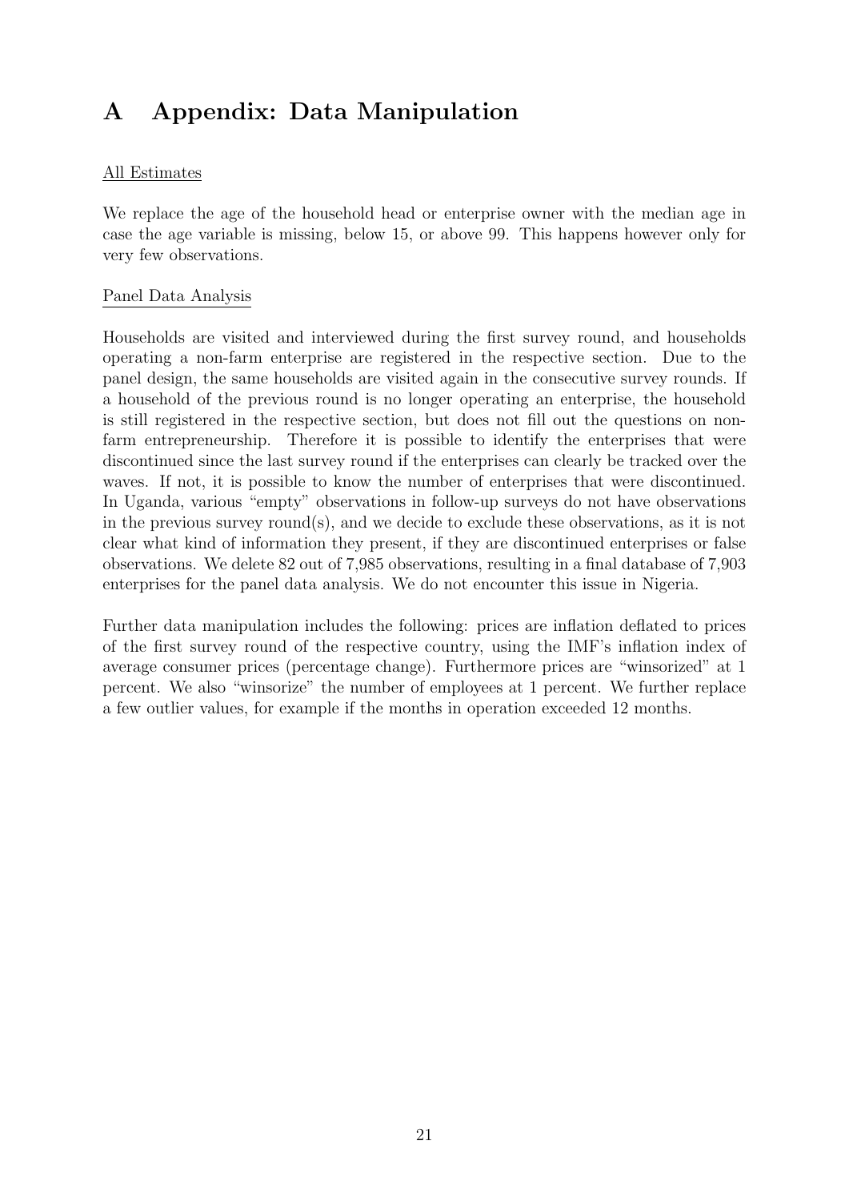# A Appendix: Data Manipulation

<u>All Estimates</u>

We replace the age of the household head or enterprise owner with the median age in case the age variable is missing, below 15, or above 99. This happens however only for very few observations.

<u>Panel Data Analysis</u>

Households are visited and interviewed during the first survey round, and households operating a non-farm enterprise are registered in the respective section. Due to the panel design, the same households are visited again in the consecutive survey rounds. If a household of the previous round is no longer operating an enterprise, the household is still registered in the respective section, but does not fill out the questions on non-farm entrepreneurship. Therefore it is possible to identify the enterprises that were discontinued since the last survey round if the enterprises can clearly be tracked over the waves. If not, it is possible to know the number of enterprises that were discontinued. In Uganda, various "empty" observations in follow-up surveys do not have observations in the previous survey round(s), and we decide to exclude these observations, as it is not clear what kind of information they present, if they are discontinued enterprises or false observations. We delete 82 out of 7,985 observations, resulting in a final database of 7,903 enterprises for the panel data analysis. We do not encounter this issue in Nigeria.

Further data manipulation includes the following: prices are inflation deflated to prices of the first survey round of the respective country, using the IMF's inflation index of average consumer prices (percentage change). Furthermore prices are "winsorized" at 1 percent. We also "winsorize" the number of employees at 1 percent. We further replace a few outlier values, for example if the months in operation exceeded 12 months.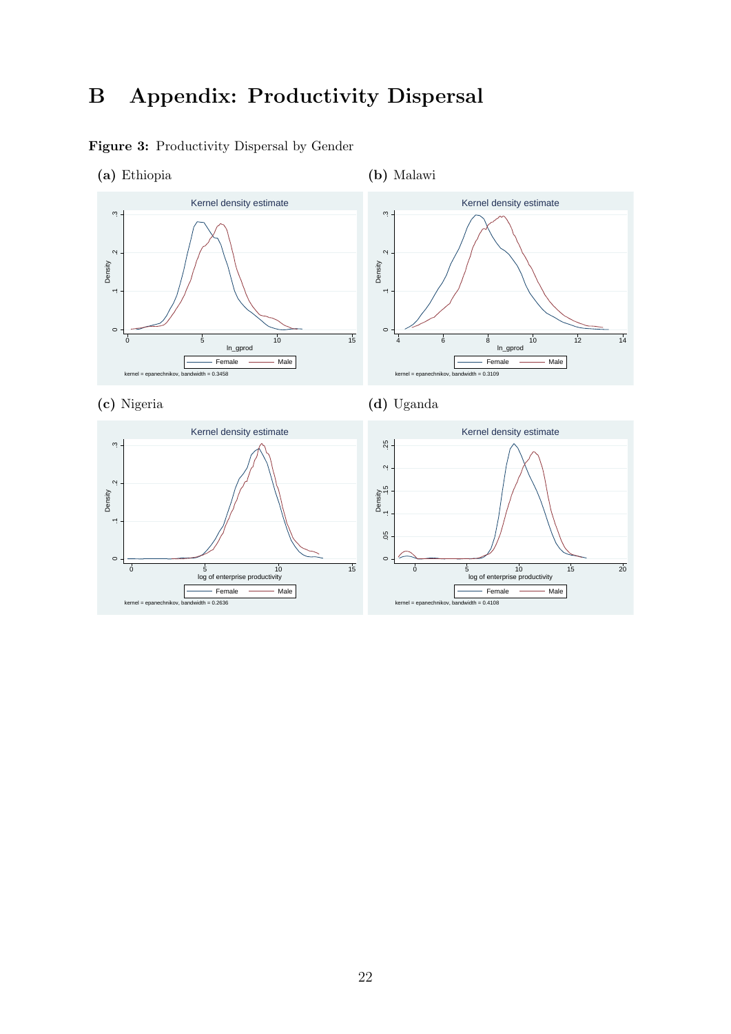# B Appendix: Productivity Dispersal

**Figure 3:** Productivity Dispersal by Gender

**(a)** Ethiopia

**(b)** Malawi

**(c)** Nigeria

**(d)** Uganda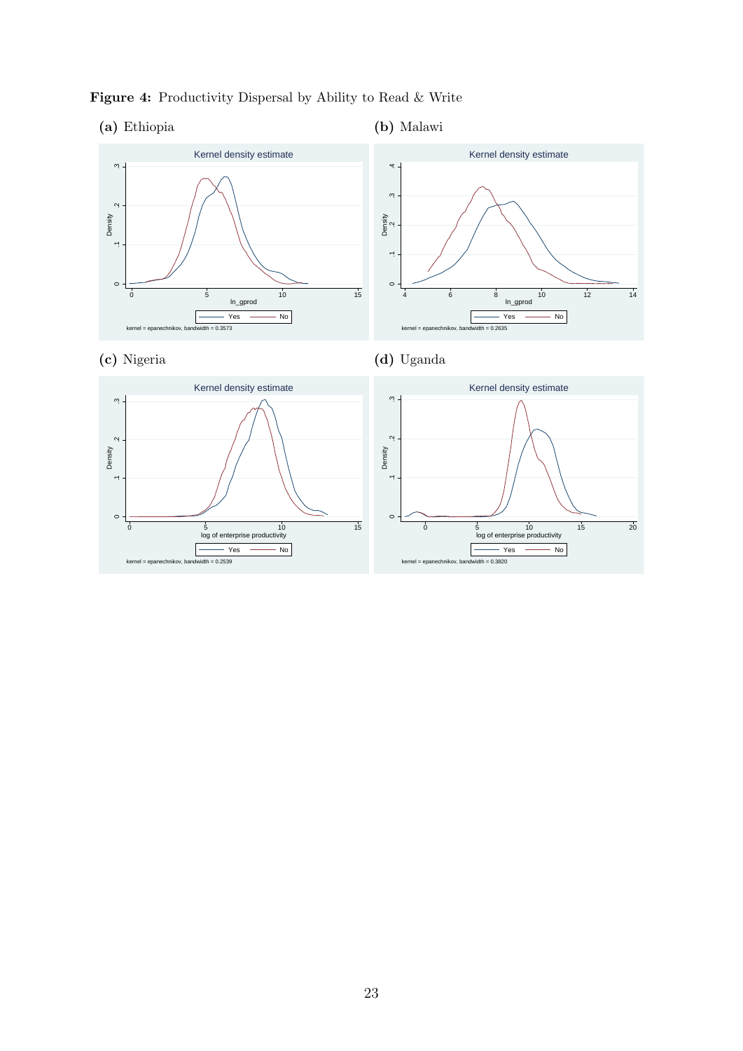**Figure 4:** Productivity Dispersal by Ability to Read & Write

**(a)** Ethiopia

**(b)** Malawi

**(c)** Nigeria

**(d)** Uganda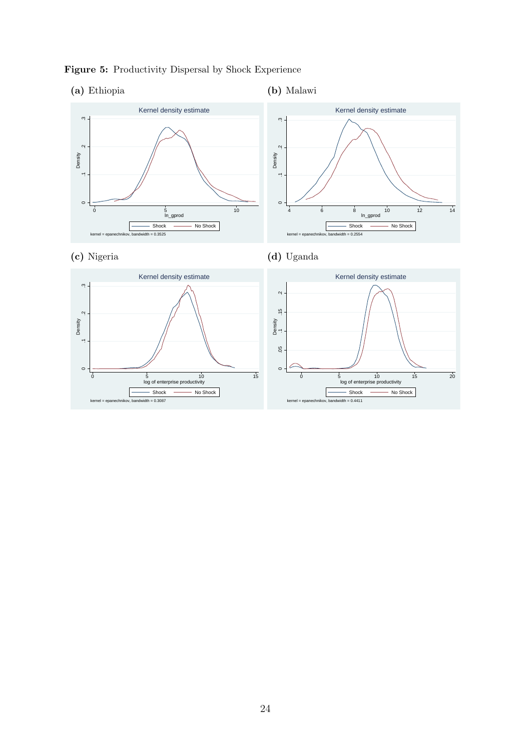**Figure 5:** Productivity Dispersal by Shock Experience

**(a)** Ethiopia

**(b)** Malawi

**(c)** Nigeria

**(d)** Uganda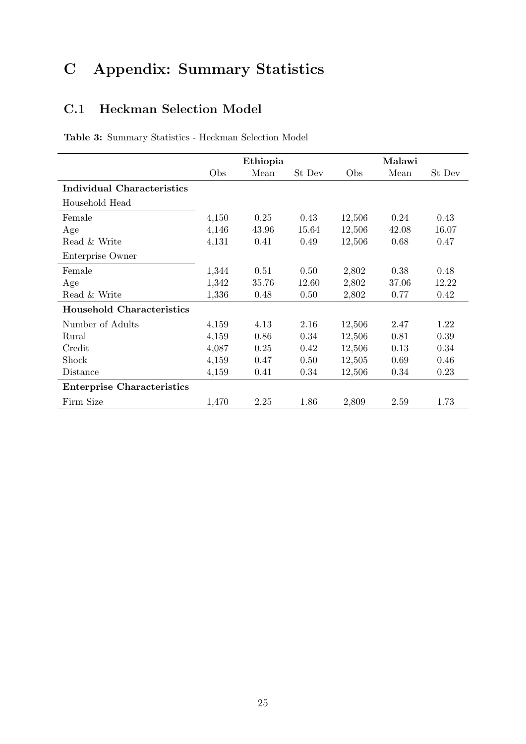# C Appendix: Summary Statistics

## C.1 Heckman Selection Model

**Table 3:** Summary Statistics - Heckman Selection Model

| | Ethiopia | | | Malawi | | |
|---|---|---|---|---|---|---|
| | Obs | Mean | St Dev | Obs | Mean | St Dev |
| **Individual Characteristics** | | | | | | |
| Household Head | | | | | | |
| Female | 4,150 | 0.25 | 0.43 | 12,506 | 0.24 | 0.43 |
| Age | 4,146 | 43.96 | 15.64 | 12,506 | 42.08 | 16.07 |
| Read & Write | 4,131 | 0.41 | 0.49 | 12,506 | 0.68 | 0.47 |
| Enterprise Owner | | | | | | |
| Female | 1,344 | 0.51 | 0.50 | 2,802 | 0.38 | 0.48 |
| Age | 1,342 | 35.76 | 12.60 | 2,802 | 37.06 | 12.22 |
| Read & Write | 1,336 | 0.48 | 0.50 | 2,802 | 0.77 | 0.42 |
| **Household Characteristics** | | | | | | |
| Number of Adults | 4,159 | 4.13 | 2.16 | 12,506 | 2.47 | 1.22 |
| Rural | 4,159 | 0.86 | 0.34 | 12,506 | 0.81 | 0.39 |
| Credit | 4,087 | 0.25 | 0.42 | 12,506 | 0.13 | 0.34 |
| Shock | 4,159 | 0.47 | 0.50 | 12,505 | 0.69 | 0.46 |
| Distance | 4,159 | 0.41 | 0.34 | 12,506 | 0.34 | 0.23 |
| **Enterprise Characteristics** | | | | | | |
| Firm Size | 1,470 | 2.25 | 1.86 | 2,809 | 2.59 | 1.73 |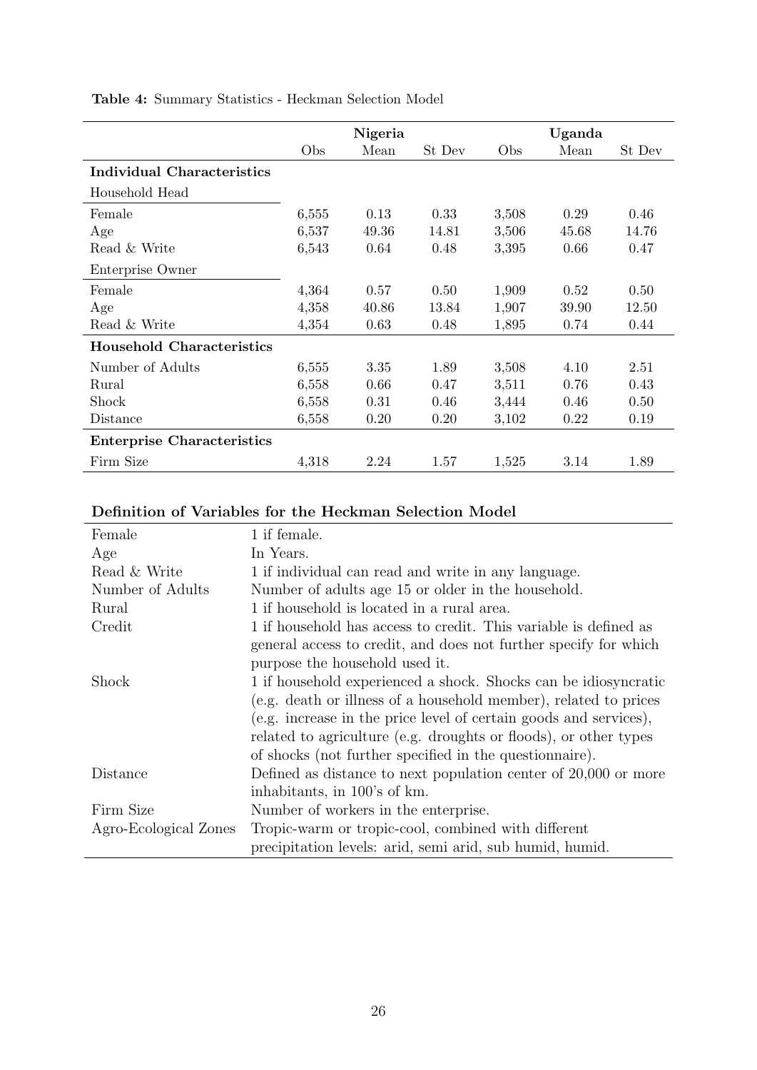**Table 4:** Summary Statistics - Heckman Selection Model

| | Nigeria | | | Uganda | | |
|---|---|---|---|---|---|---|
| | Obs | Mean | St Dev | Obs | Mean | St Dev |
| **Individual Characteristics** | | | | | | |
| Household Head | | | | | | |
| Female | 6,555 | 0.13 | 0.33 | 3,508 | 0.29 | 0.46 |
| Age | 6,537 | 49.36 | 14.81 | 3,506 | 45.68 | 14.76 |
| Read & Write | 6,543 | 0.64 | 0.48 | 3,395 | 0.66 | 0.47 |
| Enterprise Owner | | | | | | |
| Female | 4,364 | 0.57 | 0.50 | 1,909 | 0.52 | 0.50 |
| Age | 4,358 | 40.86 | 13.84 | 1,907 | 39.90 | 12.50 |
| Read & Write | 4,354 | 0.63 | 0.48 | 1,895 | 0.74 | 0.44 |
| **Household Characteristics** | | | | | | |
| Number of Adults | 6,555 | 3.35 | 1.89 | 3,508 | 4.10 | 2.51 |
| Rural | 6,558 | 0.66 | 0.47 | 3,511 | 0.76 | 0.43 |
| Shock | 6,558 | 0.31 | 0.46 | 3,444 | 0.46 | 0.50 |
| Distance | 6,558 | 0.20 | 0.20 | 3,102 | 0.22 | 0.19 |
| **Enterprise Characteristics** | | | | | | |
| Firm Size | 4,318 | 2.24 | 1.57 | 1,525 | 3.14 | 1.89 |

**Definition of Variables for the Heckman Selection Model**

| Variable | Definition |
|---|---|
| Female | 1 if female. |
| Age | In Years. |
| Read & Write | 1 if individual can read and write in any language. |
| Number of Adults | Number of adults age 15 or older in the household. |
| Rural | 1 if household is located in a rural area. |
| Credit | 1 if household has access to credit. This variable is defined as general access to credit, and does not further specify for which purpose the household used it. |
| Shock | 1 if household experienced a shock. Shocks can be idiosyncratic (e.g. death or illness of a household member), related to prices (e.g. increase in the price level of certain goods and services), related to agriculture (e.g. droughts or floods), or other types of shocks (not further specified in the questionnaire). |
| Distance | Defined as distance to next population center of 20,000 or more inhabitants, in 100's of km. |
| Firm Size | Number of workers in the enterprise. |
| Agro-Ecological Zones | Tropic-warm or tropic-cool, combined with different precipitation levels: arid, semi arid, sub humid, humid. |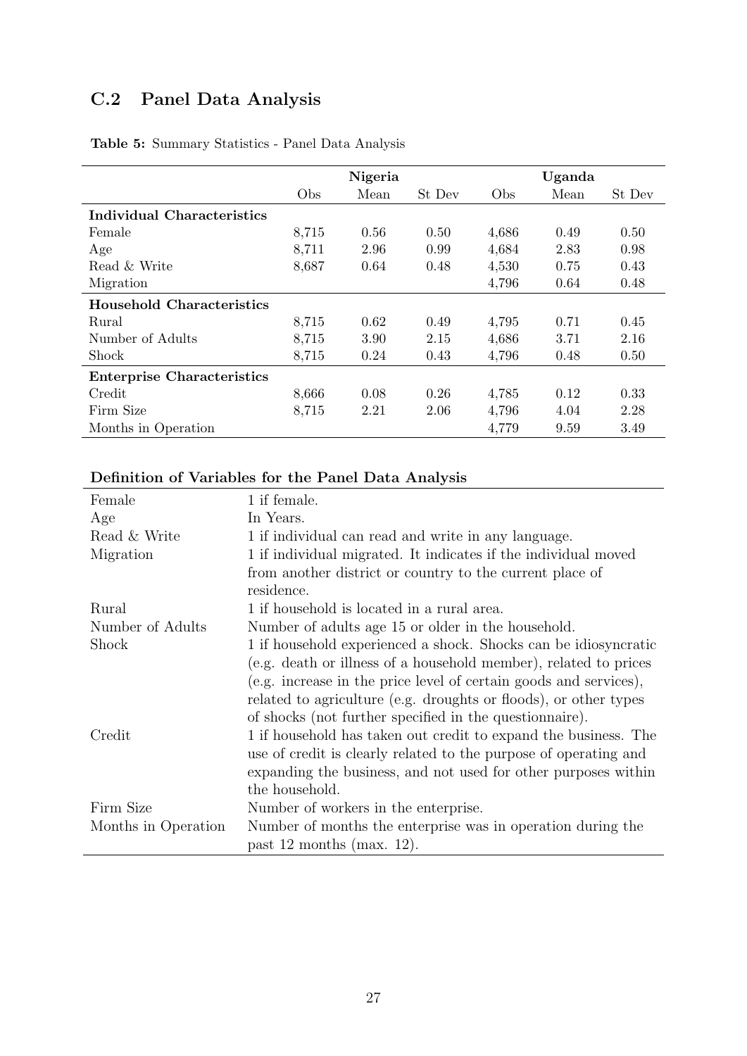## C.2 Panel Data Analysis

**Table 5:** Summary Statistics - Panel Data Analysis

| | Nigeria | | | Uganda | | |
|---|---|---|---|---|---|---|
| | Obs | Mean | St Dev | Obs | Mean | St Dev |
| **Individual Characteristics** | | | | | | |
| Female | 8,715 | 0.56 | 0.50 | 4,686 | 0.49 | 0.50 |
| Age | 8,711 | 2.96 | 0.99 | 4,684 | 2.83 | 0.98 |
| Read & Write | 8,687 | 0.64 | 0.48 | 4,530 | 0.75 | 0.43 |
| Migration | | | | 4,796 | 0.64 | 0.48 |
| **Household Characteristics** | | | | | | |
| Rural | 8,715 | 0.62 | 0.49 | 4,795 | 0.71 | 0.45 |
| Number of Adults | 8,715 | 3.90 | 2.15 | 4,686 | 3.71 | 2.16 |
| Shock | 8,715 | 0.24 | 0.43 | 4,796 | 0.48 | 0.50 |
| **Enterprise Characteristics** | | | | | | |
| Credit | 8,666 | 0.08 | 0.26 | 4,785 | 0.12 | 0.33 |
| Firm Size | 8,715 | 2.21 | 2.06 | 4,796 | 4.04 | 2.28 |
| Months in Operation | | | | 4,779 | 9.59 | 3.49 |

**Definition of Variables for the Panel Data Analysis**

| Variable | Definition |
|---|---|
| Female | 1 if female. |
| Age | In Years. |
| Read & Write | 1 if individual can read and write in any language. |
| Migration | 1 if individual migrated. It indicates if the individual moved from another district or country to the current place of residence. |
| Rural | 1 if household is located in a rural area. |
| Number of Adults | Number of adults age 15 or older in the household. |
| Shock | 1 if household experienced a shock. Shocks can be idiosyncratic (e.g. death or illness of a household member), related to prices (e.g. increase in the price level of certain goods and services), related to agriculture (e.g. droughts or floods), or other types of shocks (not further specified in the questionnaire). |
| Credit | 1 if household has taken out credit to expand the business. The use of credit is clearly related to the purpose of operating and expanding the business, and not used for other purposes within the household. |
| Firm Size | Number of workers in the enterprise. |
| Months in Operation | Number of months the enterprise was in operation during the past 12 months (max. 12). |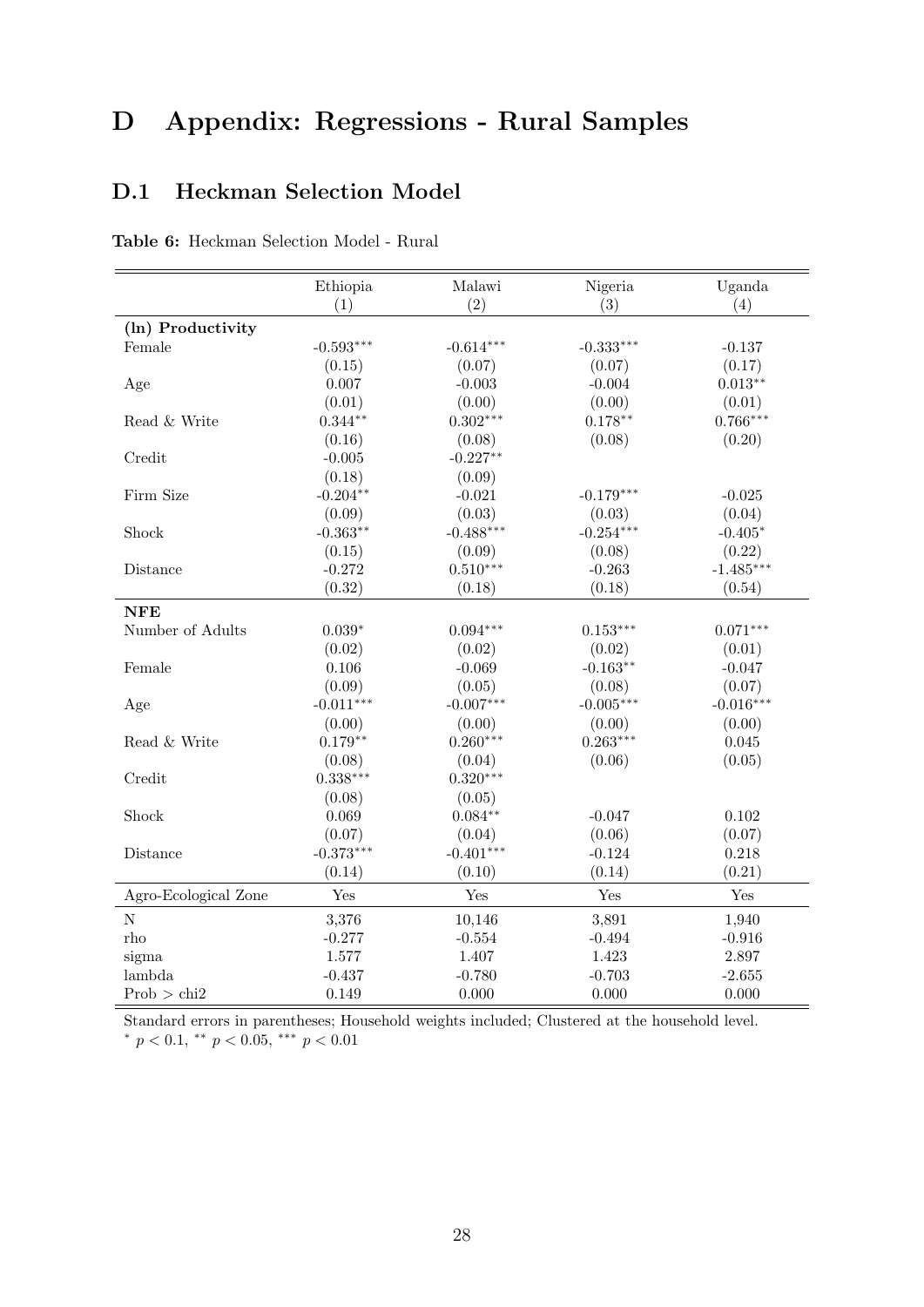# D Appendix: Regressions - Rural Samples

## D.1 Heckman Selection Model

**Table 6:** Heckman Selection Model - Rural

| | Ethiopia | Malawi | Nigeria | Uganda |
|---|---|---|---|---|
| | (1) | (2) | (3) | (4) |
| **(ln) Productivity** | | | | |
| Female | -0.593*** | -0.614*** | -0.333*** | -0.137 |
| | (0.15) | (0.07) | (0.07) | (0.17) |
| Age | 0.007 | -0.003 | -0.004 | 0.013** |
| | (0.01) | (0.00) | (0.00) | (0.01) |
| Read & Write | 0.344** | 0.302*** | 0.178** | 0.766*** |
| | (0.16) | (0.08) | (0.08) | (0.20) |
| Credit | -0.005 | -0.227** | | |
| | (0.18) | (0.09) | | |
| Firm Size | -0.204** | -0.021 | -0.179*** | -0.025 |
| | (0.09) | (0.03) | (0.03) | (0.04) |
| Shock | -0.363** | -0.488*** | -0.254*** | -0.405* |
| | (0.15) | (0.09) | (0.08) | (0.22) |
| Distance | -0.272 | 0.510*** | -0.263 | -1.485*** |
| | (0.32) | (0.18) | (0.18) | (0.54) |
| **NFE** | | | | |
| Number of Adults | 0.039* | 0.094*** | 0.153*** | 0.071*** |
| | (0.02) | (0.02) | (0.02) | (0.01) |
| Female | 0.106 | -0.069 | -0.163** | -0.047 |
| | (0.09) | (0.05) | (0.08) | (0.07) |
| Age | -0.011*** | -0.007*** | -0.005*** | -0.016*** |
| | (0.00) | (0.00) | (0.00) | (0.00) |
| Read & Write | 0.179** | 0.260*** | 0.263*** | 0.045 |
| | (0.08) | (0.04) | (0.06) | (0.05) |
| Credit | 0.338*** | 0.320*** | | |
| | (0.08) | (0.05) | | |
| Shock | 0.069 | 0.084** | -0.047 | 0.102 |
| | (0.07) | (0.04) | (0.06) | (0.07) |
| Distance | -0.373*** | -0.401*** | -0.124 | 0.218 |
| | (0.14) | (0.10) | (0.14) | (0.21) |
| Agro-Ecological Zone | Yes | Yes | Yes | Yes |
| N | 3,376 | 10,146 | 3,891 | 1,940 |
| rho | -0.277 | -0.554 | -0.494 | -0.916 |
| sigma | 1.577 | 1.407 | 1.423 | 2.897 |
| lambda | -0.437 | -0.780 | -0.703 | -2.655 |
| Prob > chi2 | 0.149 | 0.000 | 0.000 | 0.000 |

Standard errors in parentheses; Household weights included; Clustered at the household level.
* $p < 0.1$, ** $p < 0.05$, *** $p < 0.01$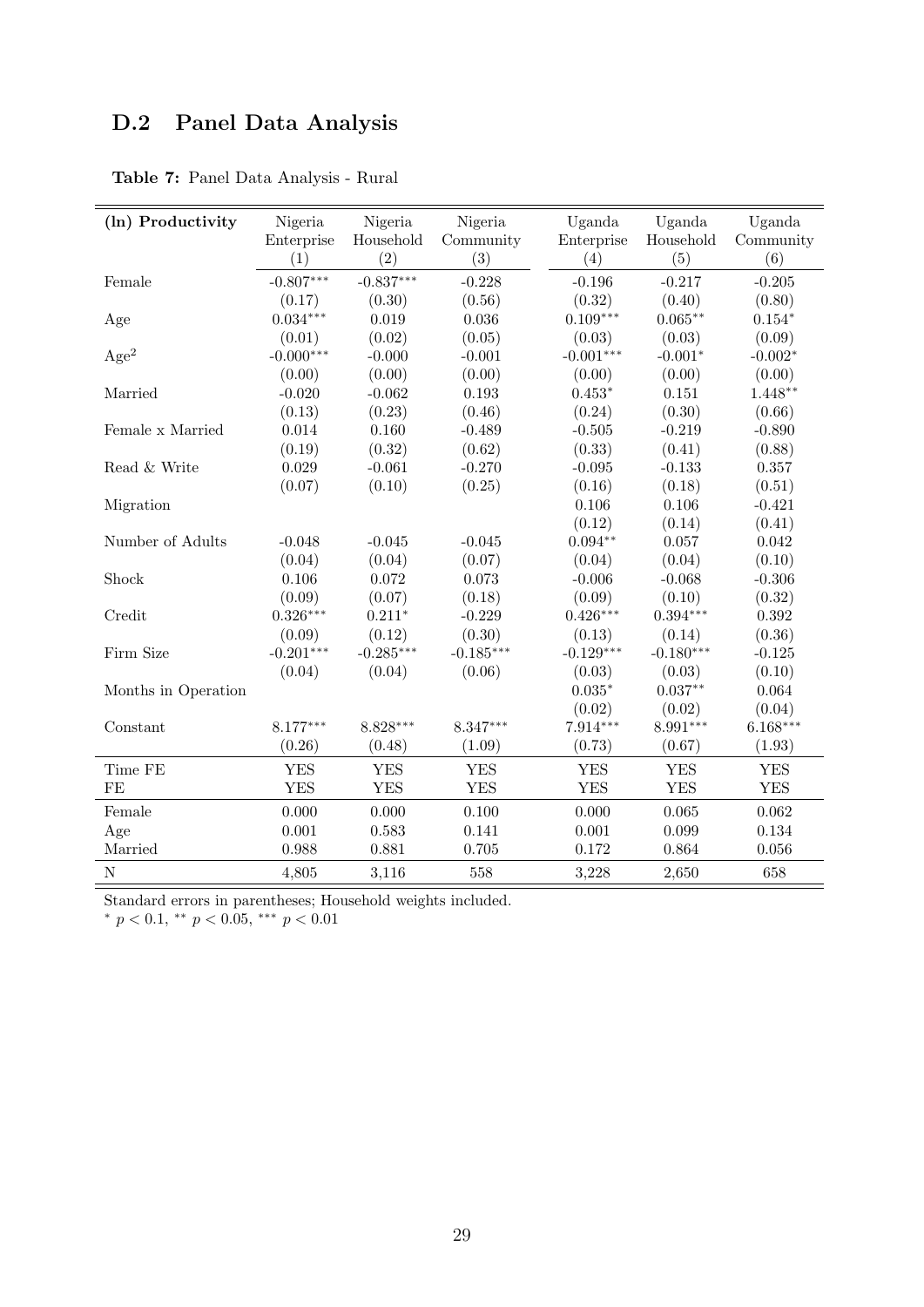## D.2 Panel Data Analysis

**Table 7:** Panel Data Analysis - Rural

| **(ln) Productivity** | Nigeria Enterprise (1) | Nigeria Household (2) | Nigeria Community (3) | Uganda Enterprise (4) | Uganda Household (5) | Uganda Community (6) |
|---|---|---|---|---|---|---|
| Female | -0.807*** | -0.837*** | -0.228 | -0.196 | -0.217 | -0.205 |
| | (0.17) | (0.30) | (0.56) | (0.32) | (0.40) | (0.80) |
| Age | 0.034*** | 0.019 | 0.036 | 0.109*** | 0.065** | 0.154* |
| | (0.01) | (0.02) | (0.05) | (0.03) | (0.03) | (0.09) |
| Age$^2$ | -0.000*** | -0.000 | -0.001 | -0.001*** | -0.001* | -0.002* |
| | (0.00) | (0.00) | (0.00) | (0.00) | (0.00) | (0.00) |
| Married | -0.020 | -0.062 | 0.193 | 0.453* | 0.151 | 1.448** |
| | (0.13) | (0.23) | (0.46) | (0.24) | (0.30) | (0.66) |
| Female x Married | 0.014 | 0.160 | -0.489 | -0.505 | -0.219 | -0.890 |
| | (0.19) | (0.32) | (0.62) | (0.33) | (0.41) | (0.88) |
| Read & Write | 0.029 | -0.061 | -0.270 | -0.095 | -0.133 | 0.357 |
| | (0.07) | (0.10) | (0.25) | (0.16) | (0.18) | (0.51) |
| Migration | | | | 0.106 | 0.106 | -0.421 |
| | | | | (0.12) | (0.14) | (0.41) |
| Number of Adults | -0.048 | -0.045 | -0.045 | 0.094** | 0.057 | 0.042 |
| | (0.04) | (0.04) | (0.07) | (0.04) | (0.04) | (0.10) |
| Shock | 0.106 | 0.072 | 0.073 | -0.006 | -0.068 | -0.306 |
| | (0.09) | (0.07) | (0.18) | (0.09) | (0.10) | (0.32) |
| Credit | 0.326*** | 0.211* | -0.229 | 0.426*** | 0.394*** | 0.392 |
| | (0.09) | (0.12) | (0.30) | (0.13) | (0.14) | (0.36) |
| Firm Size | -0.201*** | -0.285*** | -0.185*** | -0.129*** | -0.180*** | -0.125 |
| | (0.04) | (0.04) | (0.06) | (0.03) | (0.03) | (0.10) |
| Months in Operation | | | | 0.035* | 0.037** | 0.064 |
| | | | | (0.02) | (0.02) | (0.04) |
| Constant | 8.177*** | 8.828*** | 8.347*** | 7.914*** | 8.991*** | 6.168*** |
| | (0.26) | (0.48) | (1.09) | (0.73) | (0.67) | (1.93) |
| Time FE | YES | YES | YES | YES | YES | YES |
| FE | YES | YES | YES | YES | YES | YES |
| Female | 0.000 | 0.000 | 0.100 | 0.000 | 0.065 | 0.062 |
| Age | 0.001 | 0.583 | 0.141 | 0.001 | 0.099 | 0.134 |
| Married | 0.988 | 0.881 | 0.705 | 0.172 | 0.864 | 0.056 |
| N | 4,805 | 3,116 | 558 | 3,228 | 2,650 | 658 |

Standard errors in parentheses; Household weights included.

* $p < 0.1$, ** $p < 0.05$, *** $p < 0.01$